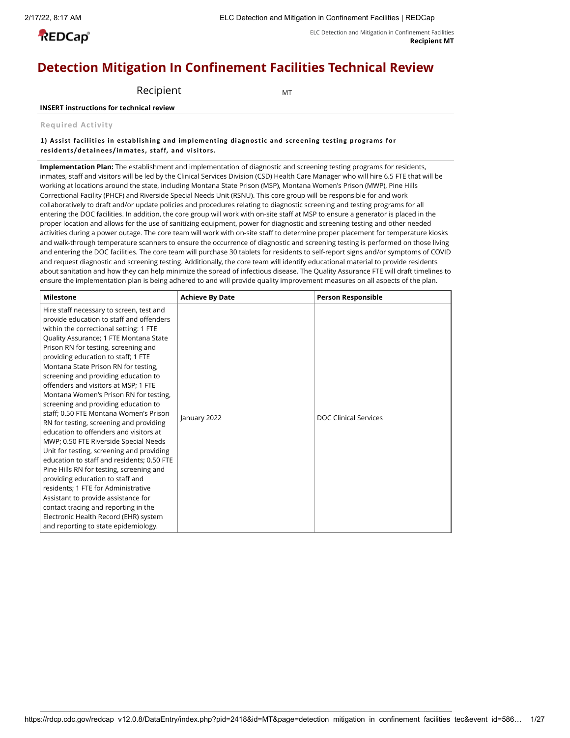# Detection Mitigation In Confinement Facilities Technical Review

Recipient MT

**INSERT instructions for technical review**

Required Activity

**1) Assist facilities in establishing and implementing diagnostic and screening testing programs for residents/detainees/inmates, staff, and visitors.**

**Implementation Plan:** The establishment and implementation of diagnostic and screening testing programs for residents, inmates, staff and visitors will be led by the Clinical Services Division (CSD) Health Care Manager who will hire 6.5 FTE that will be working at locations around the state, including Montana State Prison (MSP), Montana Women's Prison (MWP), Pine Hills Correctional Facility (PHCF) and Riverside Special Needs Unit (RSNU). This core group will be responsible for and work collaboratively to draft and/or update policies and procedures relating to diagnostic screening and testing programs for all entering the DOC facilities. In addition, the core group will work with on-site staff at MSP to ensure a generator is placed in the proper location and allows for the use of sanitizing equipment, power for diagnostic and screening testing and other needed activities during a power outage. The core team will work with on-site staff to determine proper placement for temperature kiosks and walk-through temperature scanners to ensure the occurrence of diagnostic and screening testing is performed on those living and entering the DOC facilities. The core team will purchase 30 tablets for residents to self-report signs and/or symptoms of COVID and request diagnostic and screening testing. Additionally, the core team will identify educational material to provide residents about sanitation and how they can help minimize the spread of infectious disease. The Quality Assurance FTE will draft timelines to ensure the implementation plan is being adhered to and will provide quality improvement measures on all aspects of the plan.

| Milestone | Achieve By Date | Person Responsible |
| --- | --- | --- |
| Hire staff necessary to screen, test and provide education to staff and offenders within the correctional setting: 1 FTE Quality Assurance; 1 FTE Montana State Prison RN for testing, screening and providing education to staff; 1 FTE Montana State Prison RN for testing, screening and providing education to offenders and visitors at MSP; 1 FTE Montana Women's Prison RN for testing, screening and providing education to staff; 0.50 FTE Montana Women's Prison RN for testing, screening and providing education to offenders and visitors at MWP; 0.50 FTE Riverside Special Needs Unit for testing, screening and providing education to staff and residents; 0.50 FTE Pine Hills RN for testing, screening and providing education to staff and residents; 1 FTE for Administrative Assistant to provide assistance for contact tracing and reporting in the Electronic Health Record (EHR) system and reporting to state epidemiology. | January 2022 | DOC Clinical Services |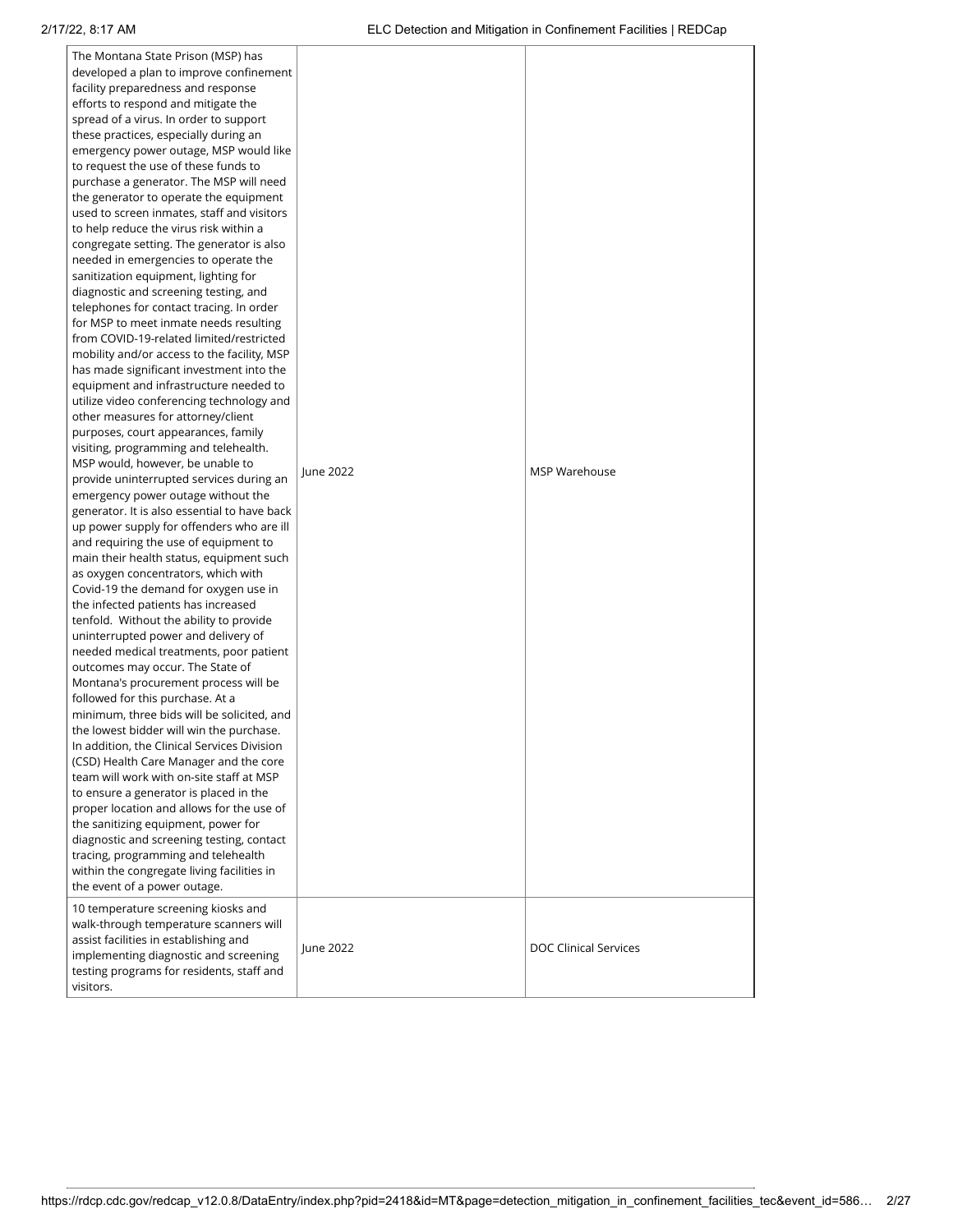| | | |
|---|---|---|
| The Montana State Prison (MSP) has developed a plan to improve confinement facility preparedness and response efforts to respond and mitigate the spread of a virus. In order to support these practices, especially during an emergency power outage, MSP would like to request the use of these funds to purchase a generator. The MSP will need the generator to operate the equipment used to screen inmates, staff and visitors to help reduce the virus risk within a congregate setting. The generator is also needed in emergencies to operate the sanitization equipment, lighting for diagnostic and screening testing, and telephones for contact tracing. In order for MSP to meet inmate needs resulting from COVID-19-related limited/restricted mobility and/or access to the facility, MSP has made significant investment into the equipment and infrastructure needed to utilize video conferencing technology and other measures for attorney/client purposes, court appearances, family visiting, programming and telehealth. MSP would, however, be unable to provide uninterrupted services during an emergency power outage without the generator. It is also essential to have back up power supply for offenders who are ill and requiring the use of equipment to main their health status, equipment such as oxygen concentrators, which with Covid-19 the demand for oxygen use in the infected patients has increased tenfold. Without the ability to provide uninterrupted power and delivery of needed medical treatments, poor patient outcomes may occur. The State of Montana's procurement process will be followed for this purchase. At a minimum, three bids will be solicited, and the lowest bidder will win the purchase. In addition, the Clinical Services Division (CSD) Health Care Manager and the core team will work with on-site staff at MSP to ensure a generator is placed in the proper location and allows for the use of the sanitizing equipment, power for diagnostic and screening testing, contact tracing, programming and telehealth within the congregate living facilities in the event of a power outage. | June 2022 | MSP Warehouse |
| 10 temperature screening kiosks and walk-through temperature scanners will assist facilities in establishing and implementing diagnostic and screening testing programs for residents, staff and visitors. | June 2022 | DOC Clinical Services |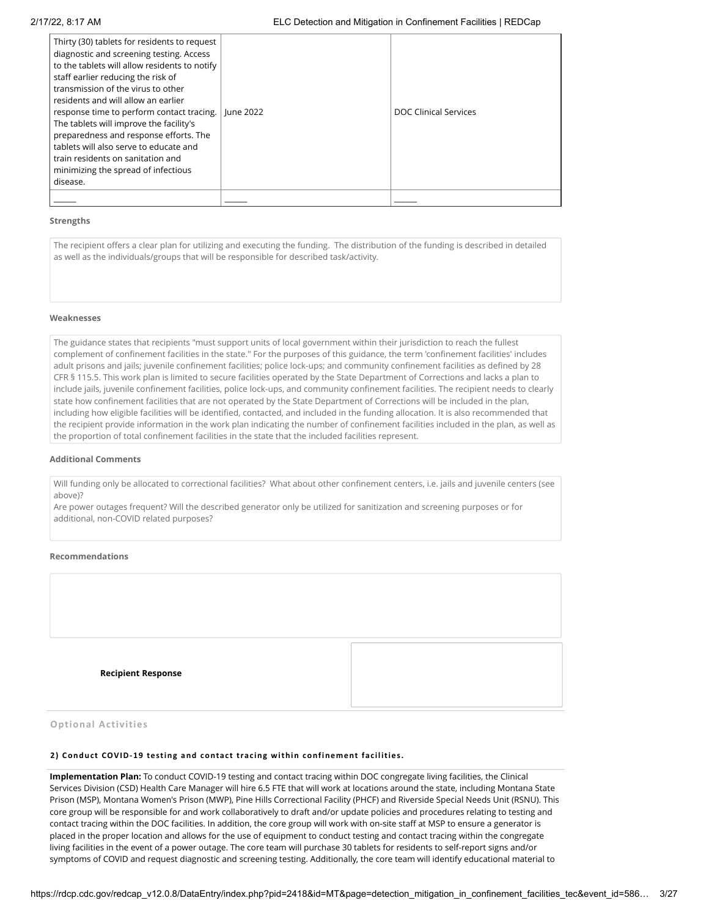| | | |
|---|---|---|
| Thirty (30) tablets for residents to request diagnostic and screening testing. Access to the tablets will allow residents to notify staff earlier reducing the risk of transmission of the virus to other residents and will allow an earlier response time to perform contact tracing. The tablets will improve the facility's preparedness and response efforts. The tablets will also serve to educate and train residents on sanitation and minimizing the spread of infectious disease. | June 2022 | DOC Clinical Services |
| _____ | _____ | _____ |

**Strengths**

The recipient offers a clear plan for utilizing and executing the funding. The distribution of the funding is described in detailed as well as the individuals/groups that will be responsible for described task/activity.

**Weaknesses**

The guidance states that recipients "must support units of local government within their jurisdiction to reach the fullest complement of confinement facilities in the state." For the purposes of this guidance, the term 'confinement facilities' includes adult prisons and jails; juvenile confinement facilities; police lock-ups; and community confinement facilities as defined by 28 CFR § 115.5. This work plan is limited to secure facilities operated by the State Department of Corrections and lacks a plan to include jails, juvenile confinement facilities, police lock-ups, and community confinement facilities. The recipient needs to clearly state how confinement facilities that are not operated by the State Department of Corrections will be included in the plan, including how eligible facilities will be identified, contacted, and included in the funding allocation. It is also recommended that the recipient provide information in the work plan indicating the number of confinement facilities included in the plan, as well as the proportion of total confinement facilities in the state that the included facilities represent.

**Additional Comments**

Will funding only be allocated to correctional facilities? What about other confinement centers, i.e. jails and juvenile centers (see above)?
Are power outages frequent? Will the described generator only be utilized for sanitization and screening purposes or for additional, non-COVID related purposes?

**Recommendations**

**Recipient Response**

**Optional Activities**

**2) Conduct COVID-19 testing and contact tracing within confinement facilities.**

**Implementation Plan:** To conduct COVID-19 testing and contact tracing within DOC congregate living facilities, the Clinical Services Division (CSD) Health Care Manager will hire 6.5 FTE that will work at locations around the state, including Montana State Prison (MSP), Montana Women's Prison (MWP), Pine Hills Correctional Facility (PHCF) and Riverside Special Needs Unit (RSNU). This core group will be responsible for and work collaboratively to draft and/or update policies and procedures relating to testing and contact tracing within the DOC facilities. In addition, the core group will work with on-site staff at MSP to ensure a generator is placed in the proper location and allows for the use of equipment to conduct testing and contact tracing within the congregate living facilities in the event of a power outage. The core team will purchase 30 tablets for residents to self-report signs and/or symptoms of COVID and request diagnostic and screening testing. Additionally, the core team will identify educational material to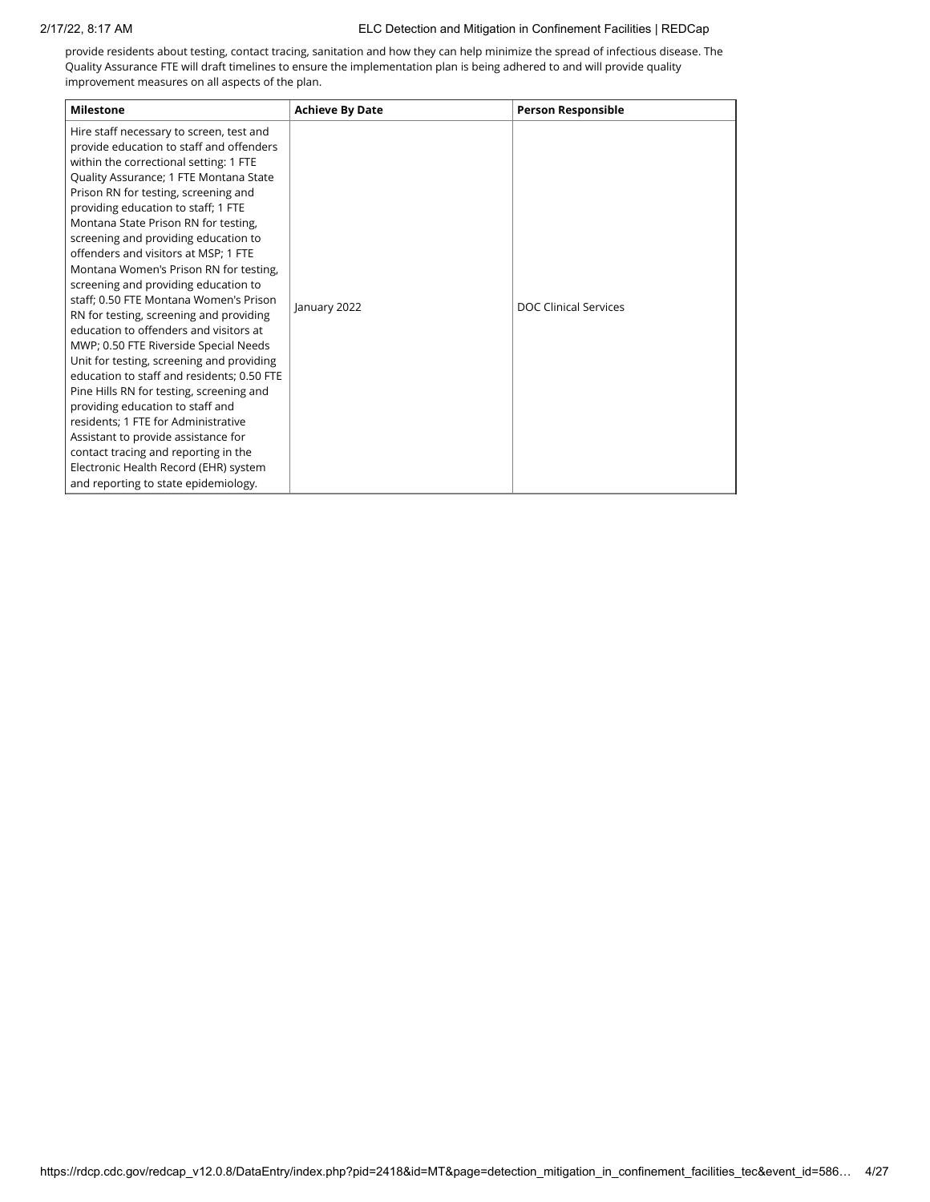provide residents about testing, contact tracing, sanitation and how they can help minimize the spread of infectious disease. The Quality Assurance FTE will draft timelines to ensure the implementation plan is being adhered to and will provide quality improvement measures on all aspects of the plan.

| Milestone | Achieve By Date | Person Responsible |
|---|---|---|
| Hire staff necessary to screen, test and provide education to staff and offenders within the correctional setting: 1 FTE Quality Assurance; 1 FTE Montana State Prison RN for testing, screening and providing education to staff; 1 FTE Montana State Prison RN for testing, screening and providing education to offenders and visitors at MSP; 1 FTE Montana Women's Prison RN for testing, screening and providing education to staff; 0.50 FTE Montana Women's Prison RN for testing, screening and providing education to offenders and visitors at MWP; 0.50 FTE Riverside Special Needs Unit for testing, screening and providing education to staff and residents; 0.50 FTE Pine Hills RN for testing, screening and providing education to staff and residents; 1 FTE for Administrative Assistant to provide assistance for contact tracing and reporting in the Electronic Health Record (EHR) system and reporting to state epidemiology. | January 2022 | DOC Clinical Services |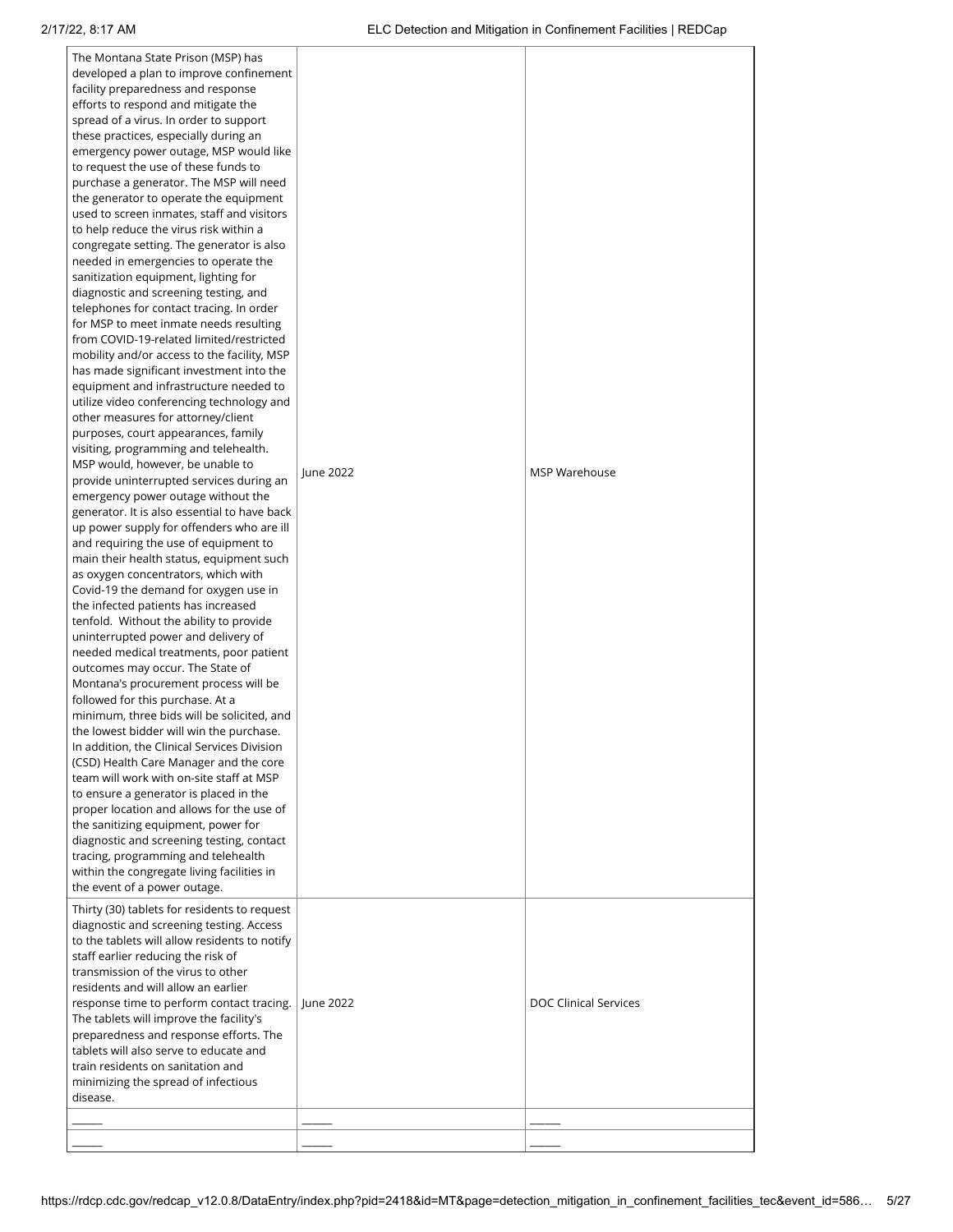| | | |
|---|---|---|
| The Montana State Prison (MSP) has developed a plan to improve confinement facility preparedness and response efforts to respond and mitigate the spread of a virus. In order to support these practices, especially during an emergency power outage, MSP would like to request the use of these funds to purchase a generator. The MSP will need the generator to operate the equipment used to screen inmates, staff and visitors to help reduce the virus risk within a congregate setting. The generator is also needed in emergencies to operate the sanitization equipment, lighting for diagnostic and screening testing, and telephones for contact tracing. In order for MSP to meet inmate needs resulting from COVID-19-related limited/restricted mobility and/or access to the facility, MSP has made significant investment into the equipment and infrastructure needed to utilize video conferencing technology and other measures for attorney/client purposes, court appearances, family visiting, programming and telehealth. MSP would, however, be unable to provide uninterrupted services during an emergency power outage without the generator. It is also essential to have back up power supply for offenders who are ill and requiring the use of equipment to main their health status, equipment such as oxygen concentrators, which with Covid-19 the demand for oxygen use in the infected patients has increased tenfold. Without the ability to provide uninterrupted power and delivery of needed medical treatments, poor patient outcomes may occur. The State of Montana's procurement process will be followed for this purchase. At a minimum, three bids will be solicited, and the lowest bidder will win the purchase. In addition, the Clinical Services Division (CSD) Health Care Manager and the core team will work with on-site staff at MSP to ensure a generator is placed in the proper location and allows for the use of the sanitizing equipment, power for diagnostic and screening testing, contact tracing, programming and telehealth within the congregate living facilities in the event of a power outage. | June 2022 | MSP Warehouse |
| Thirty (30) tablets for residents to request diagnostic and screening testing. Access to the tablets will allow residents to notify staff earlier reducing the risk of transmission of the virus to other residents and will allow an earlier response time to perform contact tracing. The tablets will improve the facility's preparedness and response efforts. The tablets will also serve to educate and train residents on sanitation and minimizing the spread of infectious disease. | June 2022 | DOC Clinical Services |
| ______ | ______ | ______ |
| ______ | ______ | ______ |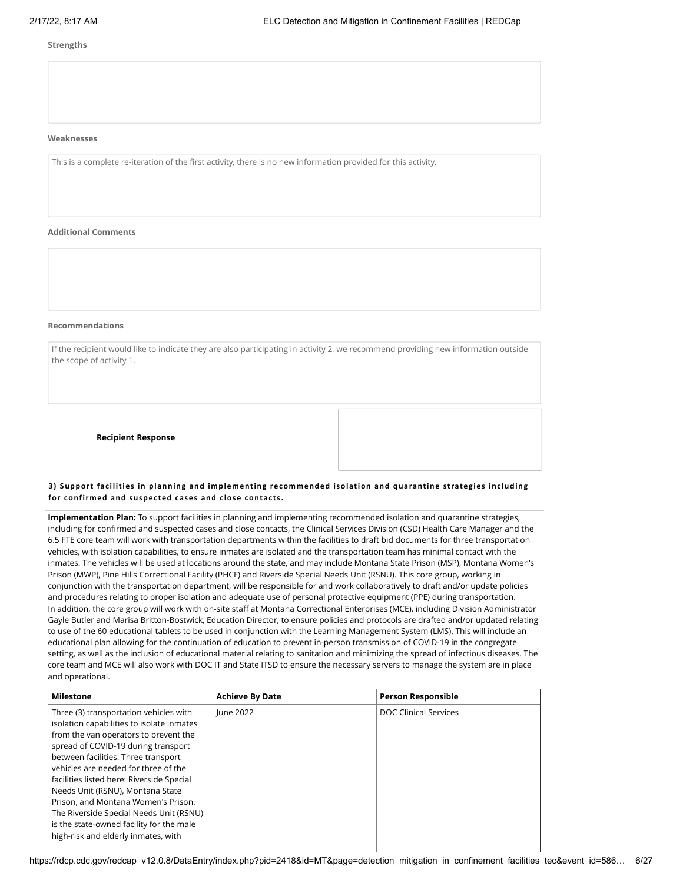**Strengths**

**Weaknesses**

This is a complete re-iteration of the first activity, there is no new information provided for this activity.

**Additional Comments**

**Recommendations**

If the recipient would like to indicate they are also participating in activity 2, we recommend providing new information outside the scope of activity 1.

**Recipient Response**

**3) Support facilities in planning and implementing recommended isolation and quarantine strategies including for confirmed and suspected cases and close contacts.**

**Implementation Plan:** To support facilities in planning and implementing recommended isolation and quarantine strategies, including for confirmed and suspected cases and close contacts, the Clinical Services Division (CSD) Health Care Manager and the 6.5 FTE core team will work with transportation departments within the facilities to draft bid documents for three transportation vehicles, with isolation capabilities, to ensure inmates are isolated and the transportation team has minimal contact with the inmates. The vehicles will be used at locations around the state, and may include Montana State Prison (MSP), Montana Women's Prison (MWP), Pine Hills Correctional Facility (PHCF) and Riverside Special Needs Unit (RSNU). This core group, working in conjunction with the transportation department, will be responsible for and work collaboratively to draft and/or update policies and procedures relating to proper isolation and adequate use of personal protective equipment (PPE) during transportation.
In addition, the core group will work with on-site staff at Montana Correctional Enterprises (MCE), including Division Administrator Gayle Butler and Marisa Britton-Bostwick, Education Director, to ensure policies and protocols are drafted and/or updated relating to use of the 60 educational tablets to be used in conjunction with the Learning Management System (LMS). This will include an educational plan allowing for the continuation of education to prevent in-person transmission of COVID-19 in the congregate setting, as well as the inclusion of educational material relating to sanitation and minimizing the spread of infectious diseases. The core team and MCE will also work with DOC IT and State ITSD to ensure the necessary servers to manage the system are in place and operational.

| Milestone | Achieve By Date | Person Responsible |
| --- | --- | --- |
| Three (3) transportation vehicles with isolation capabilities to isolate inmates from the van operators to prevent the spread of COVID-19 during transport between facilities. Three transport vehicles are needed for three of the facilities listed here: Riverside Special Needs Unit (RSNU), Montana State Prison, and Montana Women's Prison. The Riverside Special Needs Unit (RSNU) is the state-owned facility for the male high-risk and elderly inmates, with | June 2022 | DOC Clinical Services |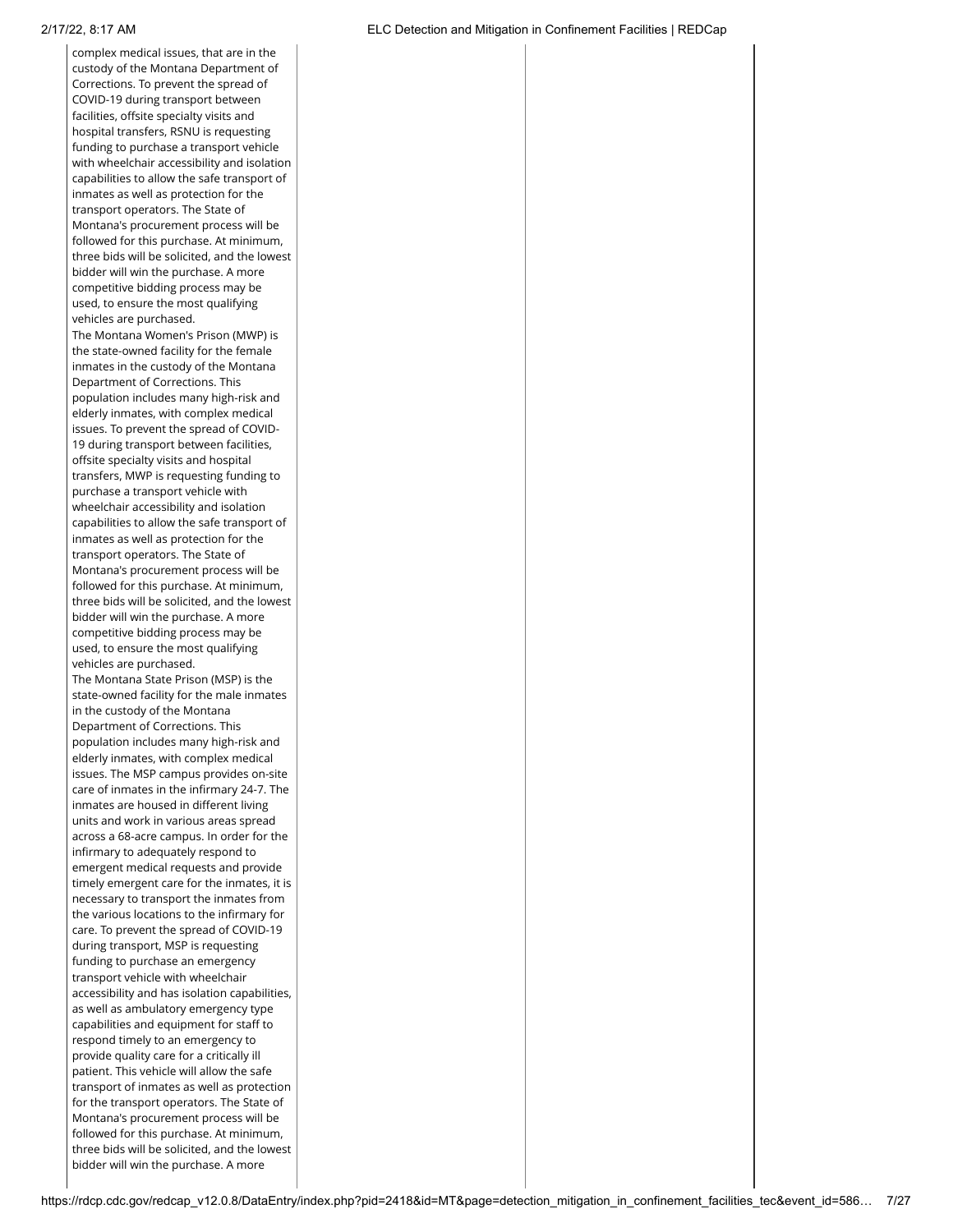complex medical issues, that are in the custody of the Montana Department of Corrections. To prevent the spread of COVID-19 during transport between facilities, offsite specialty visits and hospital transfers, RSNU is requesting funding to purchase a transport vehicle with wheelchair accessibility and isolation capabilities to allow the safe transport of inmates as well as protection for the transport operators. The State of Montana's procurement process will be followed for this purchase. At minimum, three bids will be solicited, and the lowest bidder will win the purchase. A more competitive bidding process may be used, to ensure the most qualifying vehicles are purchased.

The Montana Women's Prison (MWP) is the state-owned facility for the female inmates in the custody of the Montana Department of Corrections. This population includes many high-risk and elderly inmates, with complex medical issues. To prevent the spread of COVID-19 during transport between facilities, offsite specialty visits and hospital transfers, MWP is requesting funding to purchase a transport vehicle with wheelchair accessibility and isolation capabilities to allow the safe transport of inmates as well as protection for the transport operators. The State of Montana's procurement process will be followed for this purchase. At minimum, three bids will be solicited, and the lowest bidder will win the purchase. A more competitive bidding process may be used, to ensure the most qualifying vehicles are purchased.

The Montana State Prison (MSP) is the state-owned facility for the male inmates in the custody of the Montana Department of Corrections. This population includes many high-risk and elderly inmates, with complex medical issues. The MSP campus provides on-site care of inmates in the infirmary 24-7. The inmates are housed in different living units and work in various areas spread across a 68-acre campus. In order for the infirmary to adequately respond to emergent medical requests and provide timely emergent care for the inmates, it is necessary to transport the inmates from the various locations to the infirmary for care. To prevent the spread of COVID-19 during transport, MSP is requesting funding to purchase an emergency transport vehicle with wheelchair accessibility and has isolation capabilities, as well as ambulatory emergency type capabilities and equipment for staff to respond timely to an emergency to provide quality care for a critically ill patient. This vehicle will allow the safe transport of inmates as well as protection for the transport operators. The State of Montana's procurement process will be followed for this purchase. At minimum, three bids will be solicited, and the lowest bidder will win the purchase. A more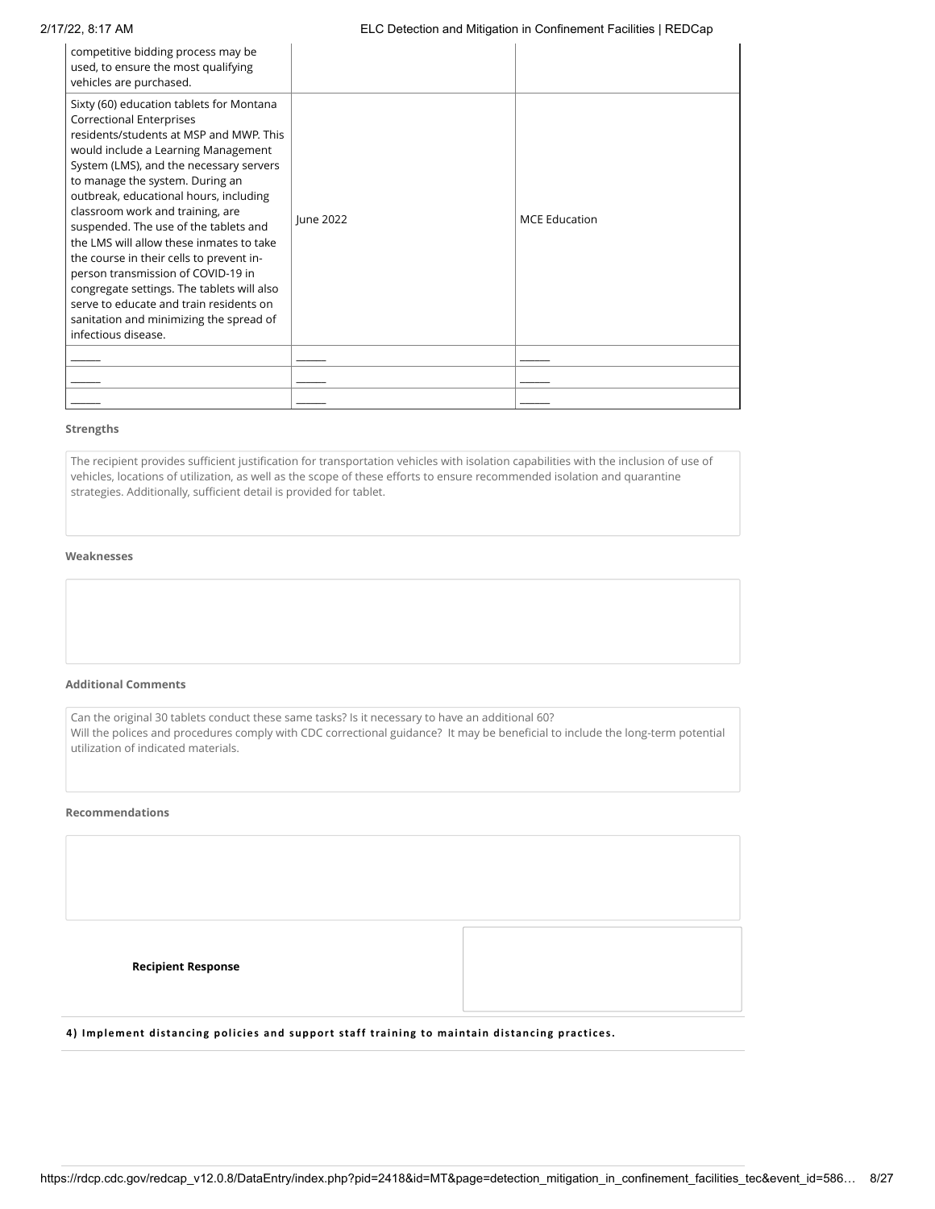| | | |
|---|---|---|
| competitive bidding process may be used, to ensure the most qualifying vehicles are purchased. | | |
| Sixty (60) education tablets for Montana Correctional Enterprises residents/students at MSP and MWP. This would include a Learning Management System (LMS), and the necessary servers to manage the system. During an outbreak, educational hours, including classroom work and training, are suspended. The use of the tablets and the LMS will allow these inmates to take the course in their cells to prevent in-person transmission of COVID-19 in congregate settings. The tablets will also serve to educate and train residents on sanitation and minimizing the spread of infectious disease. | June 2022 | MCE Education |
| ______ | ______ | ______ |
| ______ | ______ | ______ |
| ______ | ______ | ______ |

**Strengths**

The recipient provides sufficient justification for transportation vehicles with isolation capabilities with the inclusion of use of vehicles, locations of utilization, as well as the scope of these efforts to ensure recommended isolation and quarantine strategies. Additionally, sufficient detail is provided for tablet.

**Weaknesses**

**Additional Comments**

Can the original 30 tablets conduct these same tasks? Is it necessary to have an additional 60?
Will the polices and procedures comply with CDC correctional guidance? It may be beneficial to include the long-term potential utilization of indicated materials.

**Recommendations**

**Recipient Response**

**4) Implement distancing policies and support staff training to maintain distancing practices.**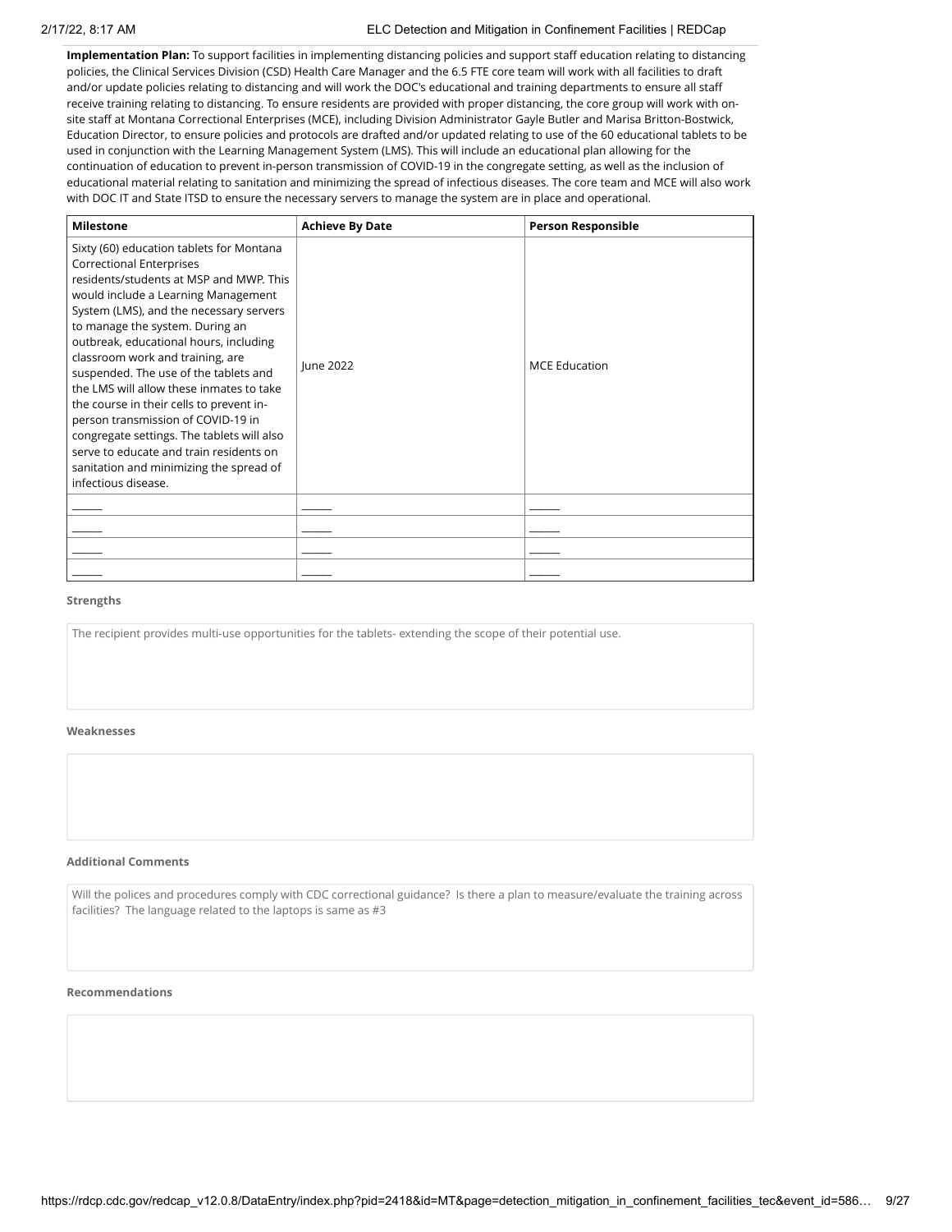**Implementation Plan:** To support facilities in implementing distancing policies and support staff education relating to distancing policies, the Clinical Services Division (CSD) Health Care Manager and the 6.5 FTE core team will work with all facilities to draft and/or update policies relating to distancing and will work the DOC's educational and training departments to ensure all staff receive training relating to distancing. To ensure residents are provided with proper distancing, the core group will work with on-site staff at Montana Correctional Enterprises (MCE), including Division Administrator Gayle Butler and Marisa Britton-Bostwick, Education Director, to ensure policies and protocols are drafted and/or updated relating to use of the 60 educational tablets to be used in conjunction with the Learning Management System (LMS). This will include an educational plan allowing for the continuation of education to prevent in-person transmission of COVID-19 in the congregate setting, as well as the inclusion of educational material relating to sanitation and minimizing the spread of infectious diseases. The core team and MCE will also work with DOC IT and State ITSD to ensure the necessary servers to manage the system are in place and operational.

| Milestone | Achieve By Date | Person Responsible |
|---|---|---|
| Sixty (60) education tablets for Montana Correctional Enterprises residents/students at MSP and MWP. This would include a Learning Management System (LMS), and the necessary servers to manage the system. During an outbreak, educational hours, including classroom work and training, are suspended. The use of the tablets and the LMS will allow these inmates to take the course in their cells to prevent in-person transmission of COVID-19 in congregate settings. The tablets will also serve to educate and train residents on sanitation and minimizing the spread of infectious disease. | June 2022 | MCE Education |
| ______ | ______ | ______ |
| ______ | ______ | ______ |
| ______ | ______ | ______ |
| ______ | ______ | ______ |

**Strengths**

The recipient provides multi-use opportunities for the tablets- extending the scope of their potential use.

**Weaknesses**

**Additional Comments**

Will the polices and procedures comply with CDC correctional guidance? Is there a plan to measure/evaluate the training across facilities? The language related to the laptops is same as #3

**Recommendations**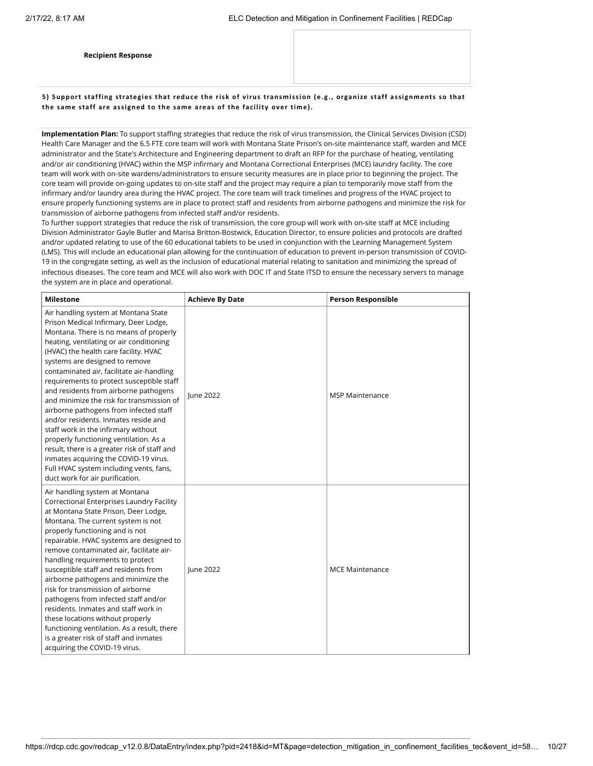**Recipient Response**

| |
|---|
| |

**5) Support staffing strategies that reduce the risk of virus transmission (e.g., organize staff assignments so that the same staff are assigned to the same areas of the facility over time).**

**Implementation Plan:** To support staffing strategies that reduce the risk of virus transmission, the Clinical Services Division (CSD) Health Care Manager and the 6.5 FTE core team will work with Montana State Prison's on-site maintenance staff, warden and MCE administrator and the State's Architecture and Engineering department to draft an RFP for the purchase of heating, ventilating and/or air conditioning (HVAC) within the MSP infirmary and Montana Correctional Enterprises (MCE) laundry facility. The core team will work with on-site wardens/administrators to ensure security measures are in place prior to beginning the project. The core team will provide on-going updates to on-site staff and the project may require a plan to temporarily move staff from the infirmary and/or laundry area during the HVAC project. The core team will track timelines and progress of the HVAC project to ensure properly functioning systems are in place to protect staff and residents from airborne pathogens and minimize the risk for transmission of airborne pathogens from infected staff and/or residents.
To further support strategies that reduce the risk of transmission, the core group will work with on-site staff at MCE including Division Administrator Gayle Butler and Marisa Britton-Bostwick, Education Director, to ensure policies and protocols are drafted and/or updated relating to use of the 60 educational tablets to be used in conjunction with the Learning Management System (LMS). This will include an educational plan allowing for the continuation of education to prevent in-person transmission of COVID-19 in the congregate setting, as well as the inclusion of educational material relating to sanitation and minimizing the spread of infectious diseases. The core team and MCE will also work with DOC IT and State ITSD to ensure the necessary servers to manage the system are in place and operational.

| Milestone | Achieve By Date | Person Responsible |
|---|---|---|
| Air handling system at Montana State Prison Medical Infirmary, Deer Lodge, Montana. There is no means of properly heating, ventilating or air conditioning (HVAC) the health care facility. HVAC systems are designed to remove contaminated air, facilitate air-handling requirements to protect susceptible staff and residents from airborne pathogens and minimize the risk for transmission of airborne pathogens from infected staff and/or residents. Inmates reside and staff work in the infirmary without properly functioning ventilation. As a result, there is a greater risk of staff and inmates acquiring the COVID-19 virus. Full HVAC system including vents, fans, duct work for air purification. | June 2022 | MSP Maintenance |
| Air handling system at Montana Correctional Enterprises Laundry Facility at Montana State Prison, Deer Lodge, Montana. The current system is not properly functioning and is not repairable. HVAC systems are designed to remove contaminated air, facilitate air-handling requirements to protect susceptible staff and residents from airborne pathogens and minimize the risk for transmission of airborne pathogens from infected staff and/or residents. Inmates and staff work in these locations without properly functioning ventilation. As a result, there is a greater risk of staff and inmates acquiring the COVID-19 virus. | June 2022 | MCE Maintenance |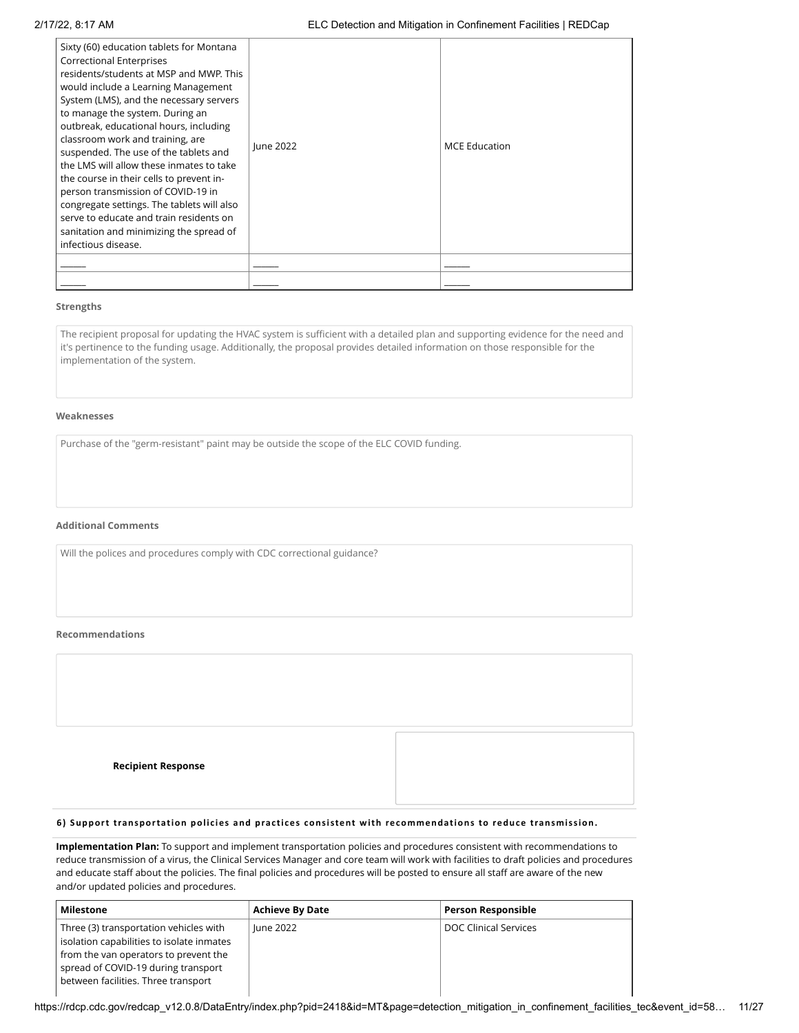| Sixty (60) education tablets for Montana Correctional Enterprises residents/students at MSP and MWP. This would include a Learning Management System (LMS), and the necessary servers to manage the system. During an outbreak, educational hours, including classroom work and training, are suspended. The use of the tablets and the LMS will allow these inmates to take the course in their cells to prevent in-person transmission of COVID-19 in congregate settings. The tablets will also serve to educate and train residents on sanitation and minimizing the spread of infectious disease. | June 2022 | MCE Education |
|---|---|---|
| ______ | ______ | ______ |
| ______ | ______ | ______ |

**Strengths**

The recipient proposal for updating the HVAC system is sufficient with a detailed plan and supporting evidence for the need and it's pertinence to the funding usage. Additionally, the proposal provides detailed information on those responsible for the implementation of the system.

**Weaknesses**

Purchase of the "germ-resistant" paint may be outside the scope of the ELC COVID funding.

**Additional Comments**

Will the polices and procedures comply with CDC correctional guidance?

**Recommendations**

**Recipient Response**

**6) Support transportation policies and practices consistent with recommendations to reduce transmission.**

**Implementation Plan:** To support and implement transportation policies and procedures consistent with recommendations to reduce transmission of a virus, the Clinical Services Manager and core team will work with facilities to draft policies and procedures and educate staff about the policies. The final policies and procedures will be posted to ensure all staff are aware of the new and/or updated policies and procedures.

| Milestone | Achieve By Date | Person Responsible |
|---|---|---|
| Three (3) transportation vehicles with isolation capabilities to isolate inmates from the van operators to prevent the spread of COVID-19 during transport between facilities. Three transport | June 2022 | DOC Clinical Services |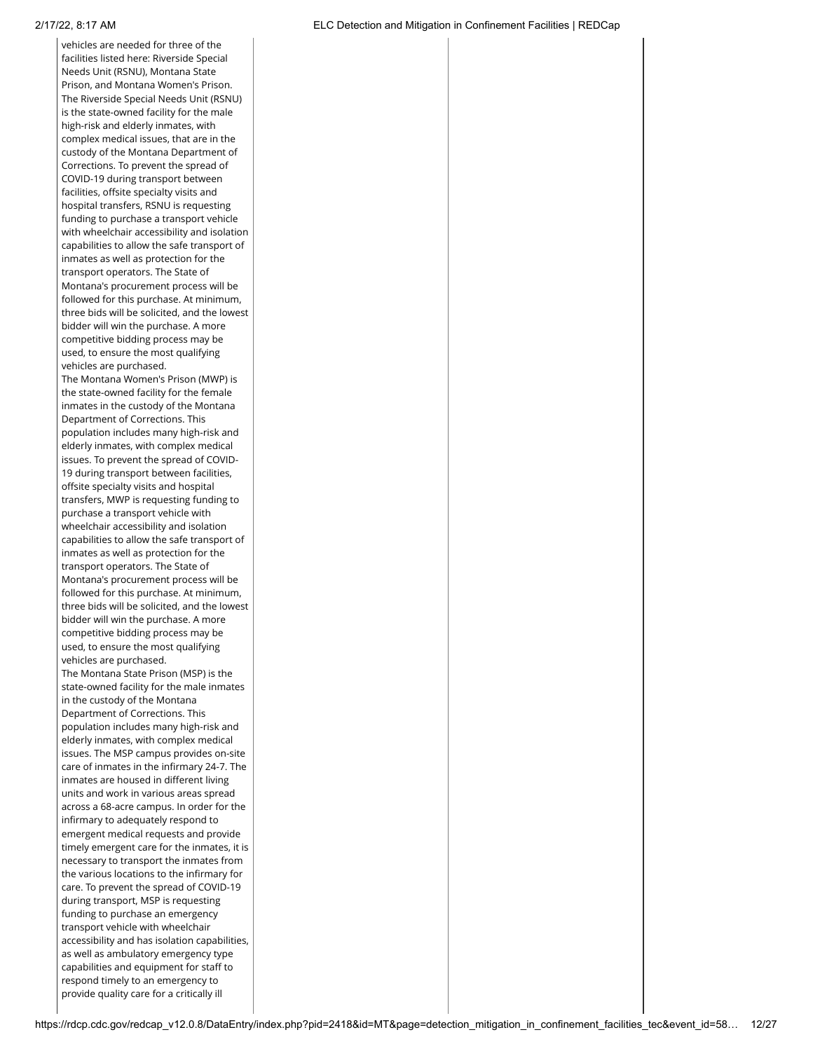vehicles are needed for three of the facilities listed here: Riverside Special Needs Unit (RSNU), Montana State Prison, and Montana Women's Prison.
The Riverside Special Needs Unit (RSNU) is the state-owned facility for the male high-risk and elderly inmates, with complex medical issues, that are in the custody of the Montana Department of Corrections. To prevent the spread of COVID-19 during transport between facilities, offsite specialty visits and hospital transfers, RSNU is requesting funding to purchase a transport vehicle with wheelchair accessibility and isolation capabilities to allow the safe transport of inmates as well as protection for the transport operators. The State of Montana's procurement process will be followed for this purchase. At minimum, three bids will be solicited, and the lowest bidder will win the purchase. A more competitive bidding process may be used, to ensure the most qualifying vehicles are purchased.
The Montana Women's Prison (MWP) is the state-owned facility for the female inmates in the custody of the Montana Department of Corrections. This population includes many high-risk and elderly inmates, with complex medical issues. To prevent the spread of COVID-19 during transport between facilities, offsite specialty visits and hospital transfers, MWP is requesting funding to purchase a transport vehicle with wheelchair accessibility and isolation capabilities to allow the safe transport of inmates as well as protection for the transport operators. The State of Montana's procurement process will be followed for this purchase. At minimum, three bids will be solicited, and the lowest bidder will win the purchase. A more competitive bidding process may be used, to ensure the most qualifying vehicles are purchased.
The Montana State Prison (MSP) is the state-owned facility for the male inmates in the custody of the Montana Department of Corrections. This population includes many high-risk and elderly inmates, with complex medical issues. The MSP campus provides on-site care of inmates in the infirmary 24-7. The inmates are housed in different living units and work in various areas spread across a 68-acre campus. In order for the infirmary to adequately respond to emergent medical requests and provide timely emergent care for the inmates, it is necessary to transport the inmates from the various locations to the infirmary for care. To prevent the spread of COVID-19 during transport, MSP is requesting funding to purchase an emergency transport vehicle with wheelchair accessibility and has isolation capabilities, as well as ambulatory emergency type capabilities and equipment for staff to respond timely to an emergency to provide quality care for a critically ill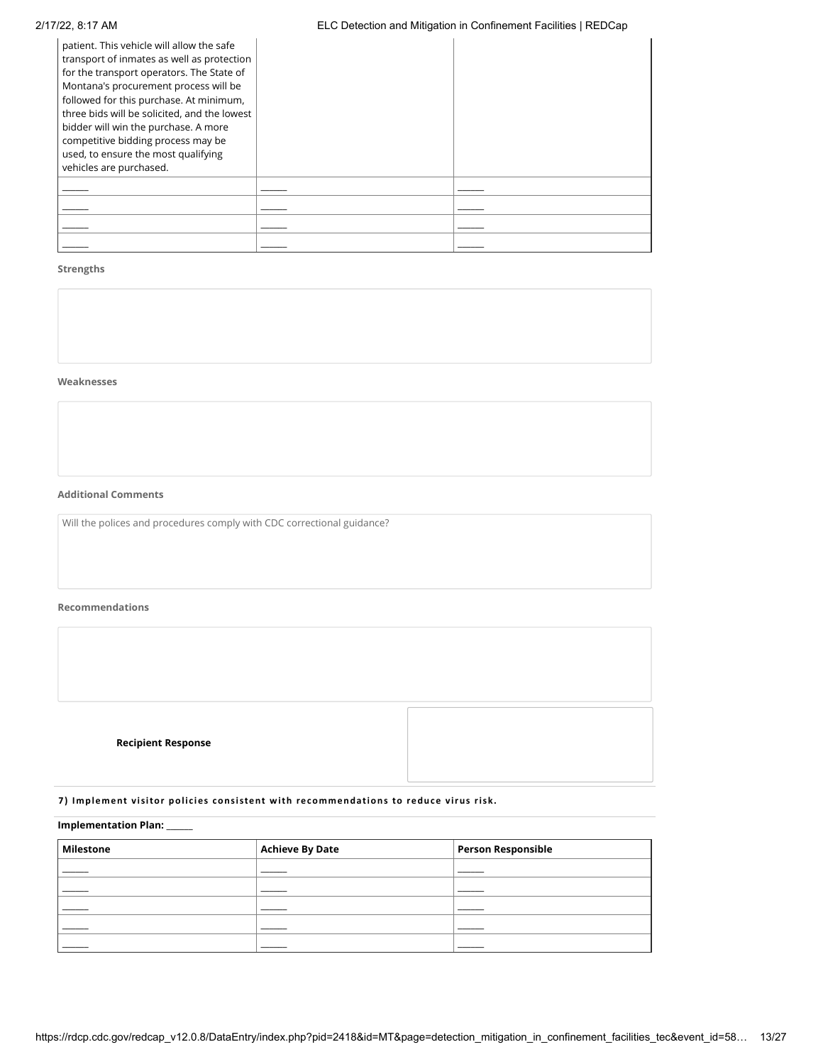| | | |
|---|---|---|
| patient. This vehicle will allow the safe transport of inmates as well as protection for the transport operators. The State of Montana's procurement process will be followed for this purchase. At minimum, three bids will be solicited, and the lowest bidder will win the purchase. A more competitive bidding process may be used, to ensure the most qualifying vehicles are purchased. | | |
| ______ | ______ | ______ |
| ______ | ______ | ______ |
| ______ | ______ | ______ |
| ______ | ______ | ______ |

**Strengths**

**Weaknesses**

**Additional Comments**

Will the polices and procedures comply with CDC correctional guidance?

**Recommendations**

**Recipient Response**

**7) Implement visitor policies consistent with recommendations to reduce virus risk.**

**Implementation Plan:** ______

| Milestone | Achieve By Date | Person Responsible |
|---|---|---|
| ______ | ______ | ______ |
| ______ | ______ | ______ |
| ______ | ______ | ______ |
| ______ | ______ | ______ |
| ______ | ______ | ______ |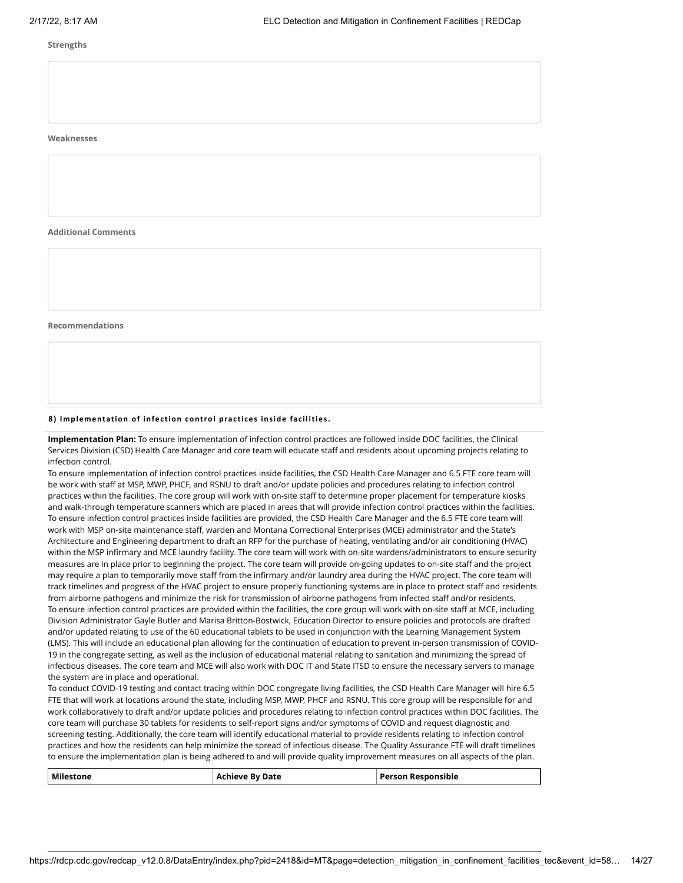**Strengths**

**Weaknesses**

**Additional Comments**

**Recommendations**

**8) Implementation of infection control practices inside facilities.**

**Implementation Plan:** To ensure implementation of infection control practices are followed inside DOC facilities, the Clinical Services Division (CSD) Health Care Manager and core team will educate staff and residents about upcoming projects relating to infection control.

To ensure implementation of infection control practices inside facilities, the CSD Health Care Manager and 6.5 FTE core team will be work with staff at MSP, MWP, PHCF, and RSNU to draft and/or update policies and procedures relating to infection control practices within the facilities. The core group will work with on-site staff to determine proper placement for temperature kiosks and walk-through temperature scanners which are placed in areas that will provide infection control practices within the facilities.

To ensure infection control practices inside facilities are provided, the CSD Health Care Manager and the 6.5 FTE core team will work with MSP on-site maintenance staff, warden and Montana Correctional Enterprises (MCE) administrator and the State's Architecture and Engineering department to draft an RFP for the purchase of heating, ventilating and/or air conditioning (HVAC) within the MSP infirmary and MCE laundry facility. The core team will work with on-site wardens/administrators to ensure security measures are in place prior to beginning the project. The core team will provide on-going updates to on-site staff and the project may require a plan to temporarily move staff from the infirmary and/or laundry area during the HVAC project. The core team will track timelines and progress of the HVAC project to ensure properly functioning systems are in place to protect staff and residents from airborne pathogens and minimize the risk for transmission of airborne pathogens from infected staff and/or residents.

To ensure infection control practices are provided within the facilities, the core group will work with on-site staff at MCE, including Division Administrator Gayle Butler and Marisa Britton-Bostwick, Education Director to ensure policies and protocols are drafted and/or updated relating to use of the 60 educational tablets to be used in conjunction with the Learning Management System (LMS). This will include an educational plan allowing for the continuation of education to prevent in-person transmission of COVID-19 in the congregate setting, as well as the inclusion of educational material relating to sanitation and minimizing the spread of infectious diseases. The core team and MCE will also work with DOC IT and State ITSD to ensure the necessary servers to manage the system are in place and operational.

To conduct COVID-19 testing and contact tracing within DOC congregate living facilities, the CSD Health Care Manager will hire 6.5 FTE that will work at locations around the state, including MSP, MWP, PHCF and RSNU. This core group will be responsible for and work collaboratively to draft and/or update policies and procedures relating to infection control practices within DOC facilities. The core team will purchase 30 tablets for residents to self-report signs and/or symptoms of COVID and request diagnostic and screening testing. Additionally, the core team will identify educational material to provide residents relating to infection control practices and how the residents can help minimize the spread of infectious disease. The Quality Assurance FTE will draft timelines to ensure the implementation plan is being adhered to and will provide quality improvement measures on all aspects of the plan.

| Milestone | Achieve By Date | Person Responsible |
| --- | --- | --- |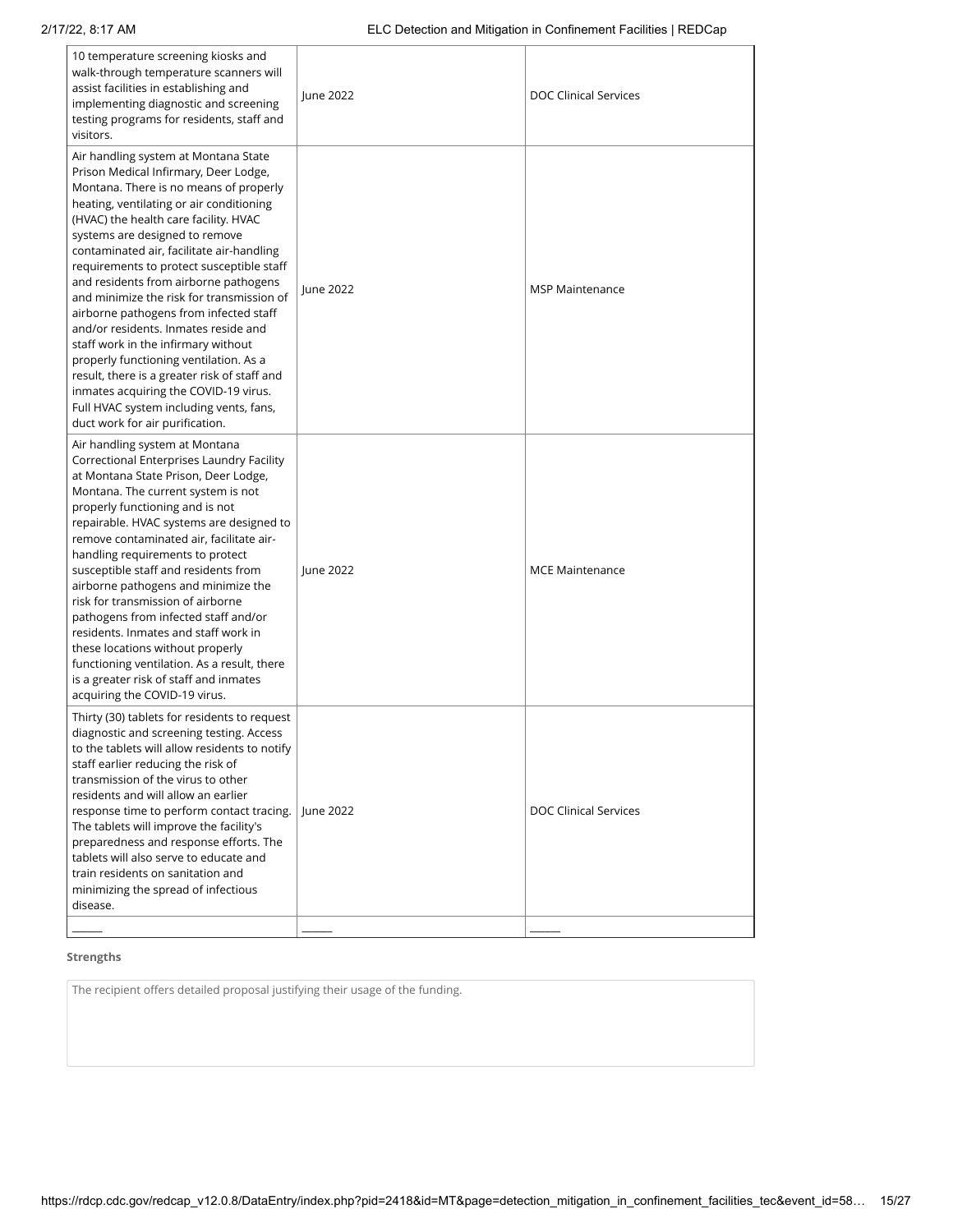| | | |
|---|---|---|
| 10 temperature screening kiosks and walk-through temperature scanners will assist facilities in establishing and implementing diagnostic and screening testing programs for residents, staff and visitors. | June 2022 | DOC Clinical Services |
| Air handling system at Montana State Prison Medical Infirmary, Deer Lodge, Montana. There is no means of properly heating, ventilating or air conditioning (HVAC) the health care facility. HVAC systems are designed to remove contaminated air, facilitate air-handling requirements to protect susceptible staff and residents from airborne pathogens and minimize the risk for transmission of airborne pathogens from infected staff and/or residents. Inmates reside and staff work in the infirmary without properly functioning ventilation. As a result, there is a greater risk of staff and inmates acquiring the COVID-19 virus. Full HVAC system including vents, fans, duct work for air purification. | June 2022 | MSP Maintenance |
| Air handling system at Montana Correctional Enterprises Laundry Facility at Montana State Prison, Deer Lodge, Montana. The current system is not properly functioning and is not repairable. HVAC systems are designed to remove contaminated air, facilitate air-handling requirements to protect susceptible staff and residents from airborne pathogens and minimize the risk for transmission of airborne pathogens from infected staff and/or residents. Inmates and staff work in these locations without properly functioning ventilation. As a result, there is a greater risk of staff and inmates acquiring the COVID-19 virus. | June 2022 | MCE Maintenance |
| Thirty (30) tablets for residents to request diagnostic and screening testing. Access to the tablets will allow residents to notify staff earlier reducing the risk of transmission of the virus to other residents and will allow an earlier response time to perform contact tracing. The tablets will improve the facility's preparedness and response efforts. The tablets will also serve to educate and train residents on sanitation and minimizing the spread of infectious disease. | June 2022 | DOC Clinical Services |
| _____ | _____ | _____ |

**Strengths**

The recipient offers detailed proposal justifying their usage of the funding.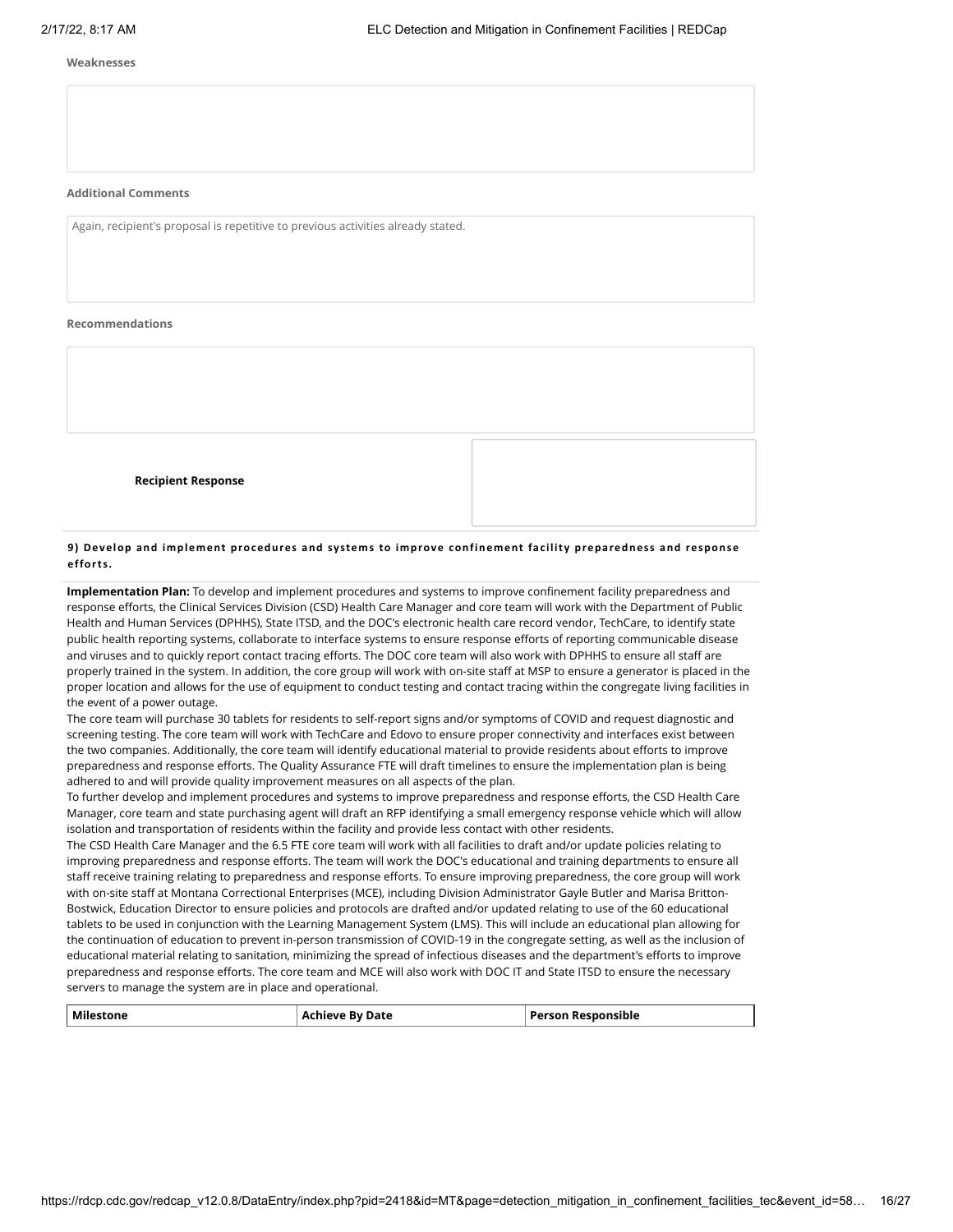**Weaknesses**

**Additional Comments**

Again, recipient's proposal is repetitive to previous activities already stated.

**Recommendations**

**Recipient Response**

**9) Develop and implement procedures and systems to improve confinement facility preparedness and response efforts.**

**Implementation Plan:** To develop and implement procedures and systems to improve confinement facility preparedness and response efforts, the Clinical Services Division (CSD) Health Care Manager and core team will work with the Department of Public Health and Human Services (DPHHS), State ITSD, and the DOC's electronic health care record vendor, TechCare, to identify state public health reporting systems, collaborate to interface systems to ensure response efforts of reporting communicable disease and viruses and to quickly report contact tracing efforts. The DOC core team will also work with DPHHS to ensure all staff are properly trained in the system. In addition, the core group will work with on-site staff at MSP to ensure a generator is placed in the proper location and allows for the use of equipment to conduct testing and contact tracing within the congregate living facilities in the event of a power outage.

The core team will purchase 30 tablets for residents to self-report signs and/or symptoms of COVID and request diagnostic and screening testing. The core team will work with TechCare and Edovo to ensure proper connectivity and interfaces exist between the two companies. Additionally, the core team will identify educational material to provide residents about efforts to improve preparedness and response efforts. The Quality Assurance FTE will draft timelines to ensure the implementation plan is being adhered to and will provide quality improvement measures on all aspects of the plan.

To further develop and implement procedures and systems to improve preparedness and response efforts, the CSD Health Care Manager, core team and state purchasing agent will draft an RFP identifying a small emergency response vehicle which will allow isolation and transportation of residents within the facility and provide less contact with other residents.

The CSD Health Care Manager and the 6.5 FTE core team will work with all facilities to draft and/or update policies relating to improving preparedness and response efforts. The team will work the DOC's educational and training departments to ensure all staff receive training relating to preparedness and response efforts. To ensure improving preparedness, the core group will work with on-site staff at Montana Correctional Enterprises (MCE), including Division Administrator Gayle Butler and Marisa Britton-Bostwick, Education Director to ensure policies and protocols are drafted and/or updated relating to use of the 60 educational tablets to be used in conjunction with the Learning Management System (LMS). This will include an educational plan allowing for the continuation of education to prevent in-person transmission of COVID-19 in the congregate setting, as well as the inclusion of educational material relating to sanitation, minimizing the spread of infectious diseases and the department's efforts to improve preparedness and response efforts. The core team and MCE will also work with DOC IT and State ITSD to ensure the necessary servers to manage the system are in place and operational.

| Milestone | Achieve By Date | Person Responsible |
|---|---|---|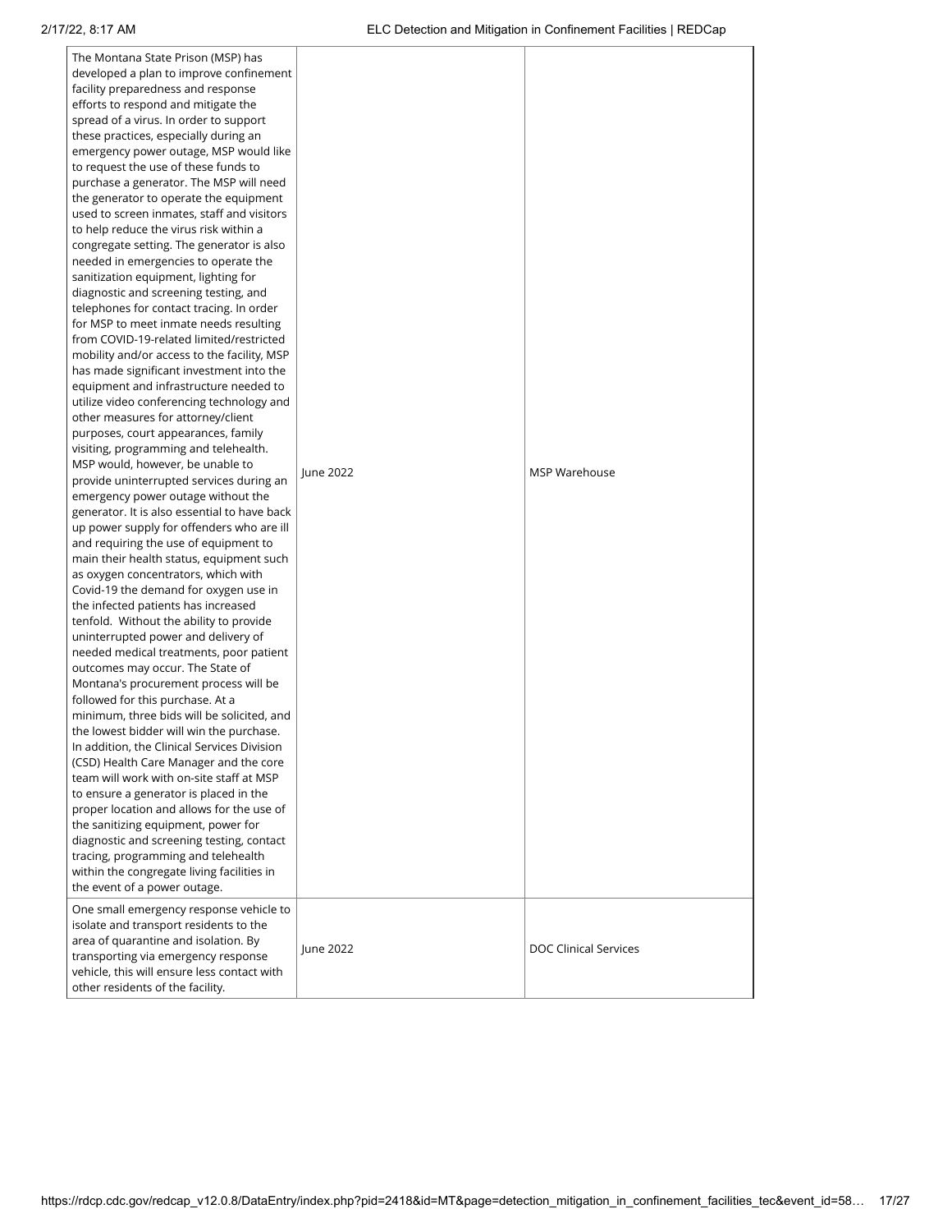| | | |
|---|---|---|
| The Montana State Prison (MSP) has developed a plan to improve confinement facility preparedness and response efforts to respond and mitigate the spread of a virus. In order to support these practices, especially during an emergency power outage, MSP would like to request the use of these funds to purchase a generator. The MSP will need the generator to operate the equipment used to screen inmates, staff and visitors to help reduce the virus risk within a congregate setting. The generator is also needed in emergencies to operate the sanitization equipment, lighting for diagnostic and screening testing, and telephones for contact tracing. In order for MSP to meet inmate needs resulting from COVID-19-related limited/restricted mobility and/or access to the facility, MSP has made significant investment into the equipment and infrastructure needed to utilize video conferencing technology and other measures for attorney/client purposes, court appearances, family visiting, programming and telehealth. MSP would, however, be unable to provide uninterrupted services during an emergency power outage without the generator. It is also essential to have back up power supply for offenders who are ill and requiring the use of equipment to main their health status, equipment such as oxygen concentrators, which with Covid-19 the demand for oxygen use in the infected patients has increased tenfold. Without the ability to provide uninterrupted power and delivery of needed medical treatments, poor patient outcomes may occur. The State of Montana's procurement process will be followed for this purchase. At a minimum, three bids will be solicited, and the lowest bidder will win the purchase. In addition, the Clinical Services Division (CSD) Health Care Manager and the core team will work with on-site staff at MSP to ensure a generator is placed in the proper location and allows for the use of the sanitizing equipment, power for diagnostic and screening testing, contact tracing, programming and telehealth within the congregate living facilities in the event of a power outage. | June 2022 | MSP Warehouse |
| One small emergency response vehicle to isolate and transport residents to the area of quarantine and isolation. By transporting via emergency response vehicle, this will ensure less contact with other residents of the facility. | June 2022 | DOC Clinical Services |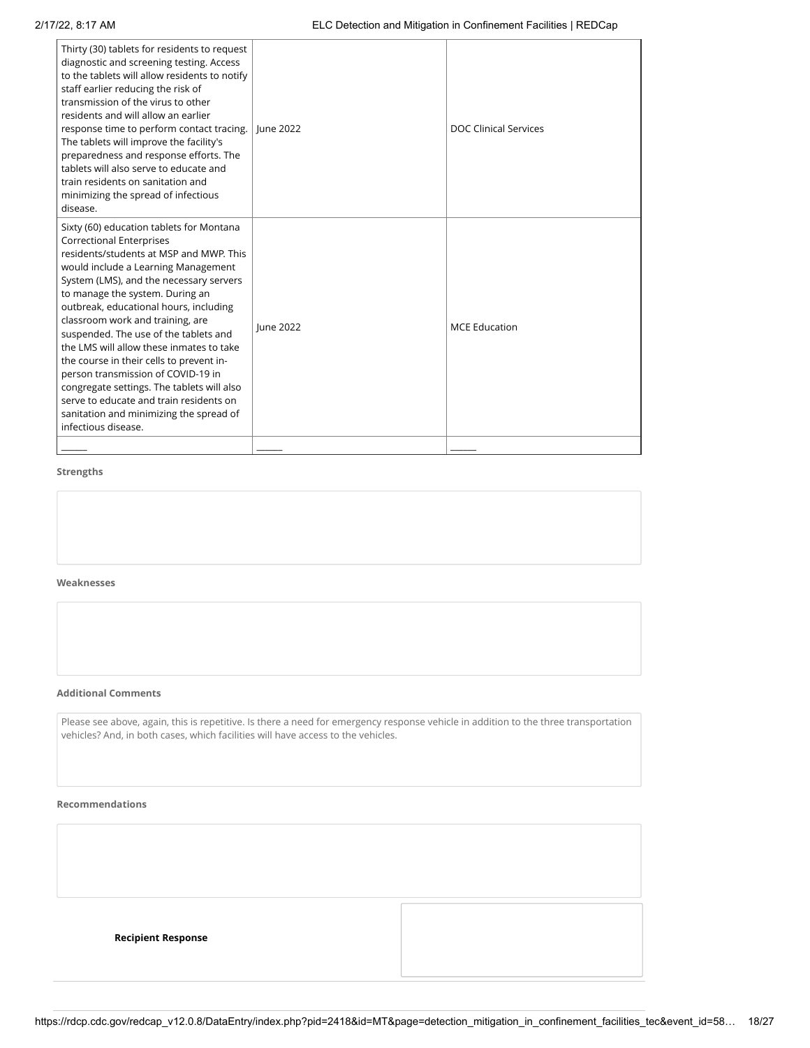| | | |
|---|---|---|
| Thirty (30) tablets for residents to request diagnostic and screening testing. Access to the tablets will allow residents to notify staff earlier reducing the risk of transmission of the virus to other residents and will allow an earlier response time to perform contact tracing. The tablets will improve the facility's preparedness and response efforts. The tablets will also serve to educate and train residents on sanitation and minimizing the spread of infectious disease. | June 2022 | DOC Clinical Services |
| Sixty (60) education tablets for Montana Correctional Enterprises residents/students at MSP and MWP. This would include a Learning Management System (LMS), and the necessary servers to manage the system. During an outbreak, educational hours, including classroom work and training, are suspended. The use of the tablets and the LMS will allow these inmates to take the course in their cells to prevent in-person transmission of COVID-19 in congregate settings. The tablets will also serve to educate and train residents on sanitation and minimizing the spread of infectious disease. | June 2022 | MCE Education |
| ______ | ______ | ______ |

**Strengths**

**Weaknesses**

**Additional Comments**

Please see above, again, this is repetitive. Is there a need for emergency response vehicle in addition to the three transportation vehicles? And, in both cases, which facilities will have access to the vehicles.

**Recommendations**

**Recipient Response**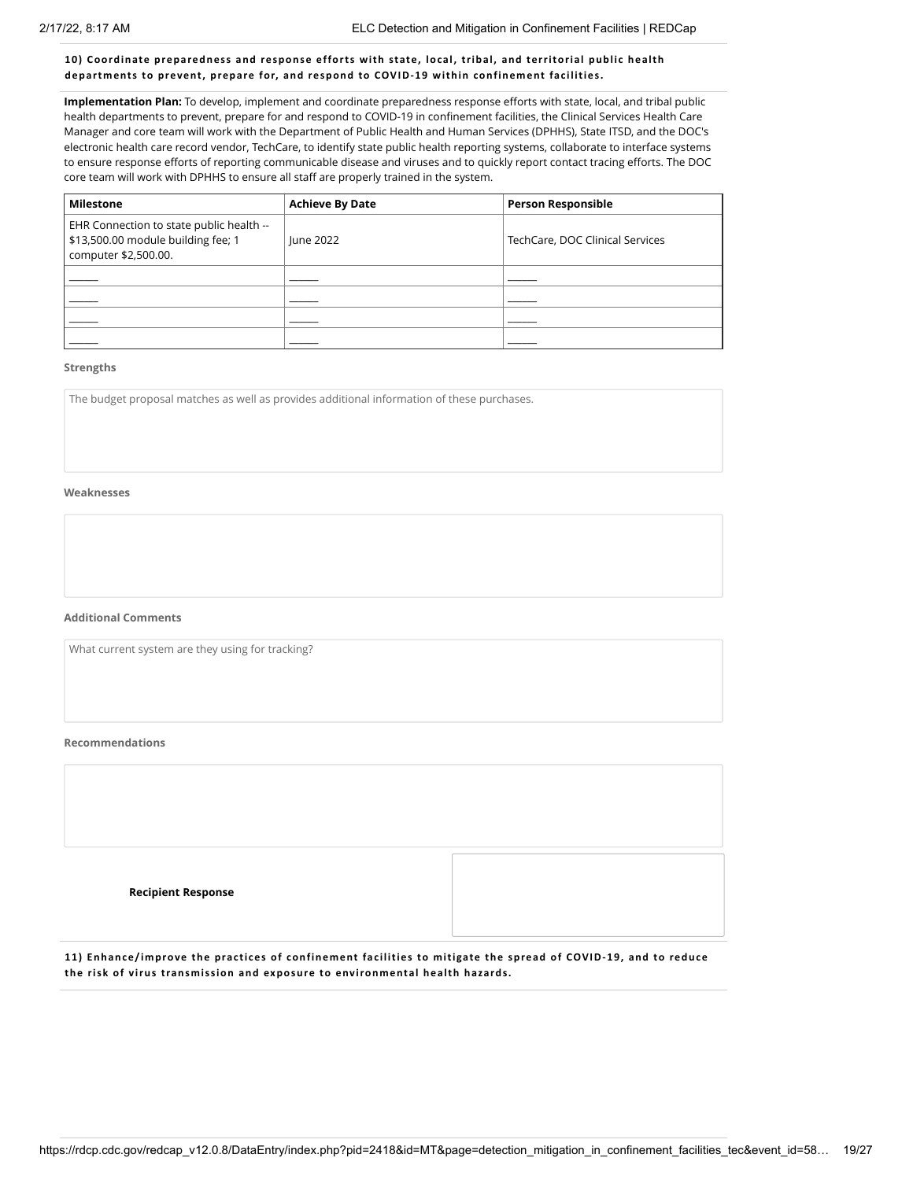**10) Coordinate preparedness and response efforts with state, local, tribal, and territorial public health departments to prevent, prepare for, and respond to COVID-19 within confinement facilities.**

**Implementation Plan:** To develop, implement and coordinate preparedness response efforts with state, local, and tribal public health departments to prevent, prepare for and respond to COVID-19 in confinement facilities, the Clinical Services Health Care Manager and core team will work with the Department of Public Health and Human Services (DPHHS), State ITSD, and the DOC's electronic health care record vendor, TechCare, to identify state public health reporting systems, collaborate to interface systems to ensure response efforts of reporting communicable disease and viruses and to quickly report contact tracing efforts. The DOC core team will work with DPHHS to ensure all staff are properly trained in the system.

| Milestone | Achieve By Date | Person Responsible |
| --- | --- | --- |
| EHR Connection to state public health -- $13,500.00 module building fee; 1 computer $2,500.00. | June 2022 | TechCare, DOC Clinical Services |
| ______ | ______ | ______ |
| ______ | ______ | ______ |
| ______ | ______ | ______ |
| ______ | ______ | ______ |

**Strengths**

The budget proposal matches as well as provides additional information of these purchases.

**Weaknesses**

**Additional Comments**

What current system are they using for tracking?

**Recommendations**

**Recipient Response**

**11) Enhance/improve the practices of confinement facilities to mitigate the spread of COVID-19, and to reduce the risk of virus transmission and exposure to environmental health hazards.**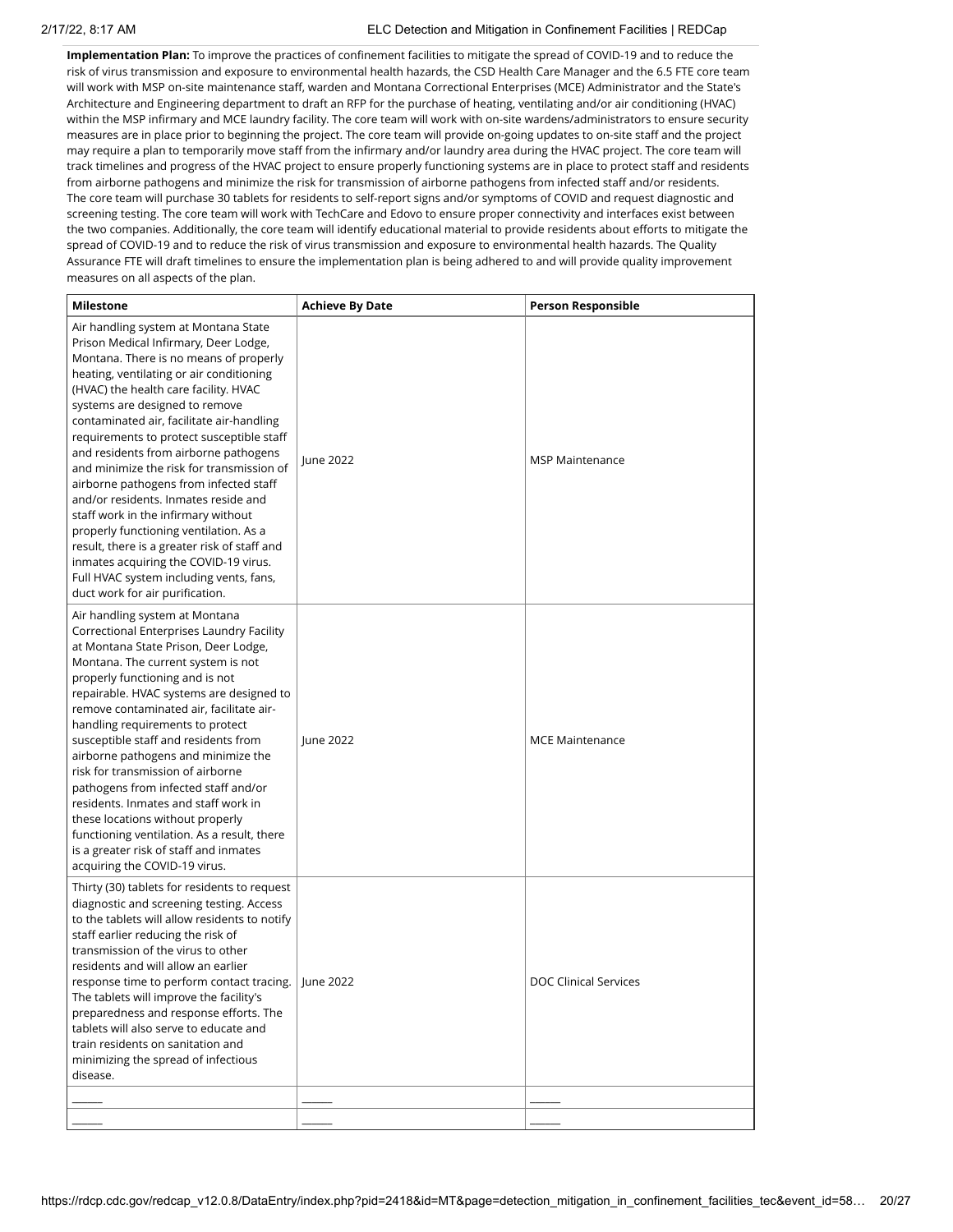**Implementation Plan:** To improve the practices of confinement facilities to mitigate the spread of COVID-19 and to reduce the risk of virus transmission and exposure to environmental health hazards, the CSD Health Care Manager and the 6.5 FTE core team will work with MSP on-site maintenance staff, warden and Montana Correctional Enterprises (MCE) Administrator and the State's Architecture and Engineering department to draft an RFP for the purchase of heating, ventilating and/or air conditioning (HVAC) within the MSP infirmary and MCE laundry facility. The core team will work with on-site wardens/administrators to ensure security measures are in place prior to beginning the project. The core team will provide on-going updates to on-site staff and the project may require a plan to temporarily move staff from the infirmary and/or laundry area during the HVAC project. The core team will track timelines and progress of the HVAC project to ensure properly functioning systems are in place to protect staff and residents from airborne pathogens and minimize the risk for transmission of airborne pathogens from infected staff and/or residents. The core team will purchase 30 tablets for residents to self-report signs and/or symptoms of COVID and request diagnostic and screening testing. The core team will work with TechCare and Edovo to ensure proper connectivity and interfaces exist between the two companies. Additionally, the core team will identify educational material to provide residents about efforts to mitigate the spread of COVID-19 and to reduce the risk of virus transmission and exposure to environmental health hazards. The Quality Assurance FTE will draft timelines to ensure the implementation plan is being adhered to and will provide quality improvement measures on all aspects of the plan.

| Milestone | Achieve By Date | Person Responsible |
|---|---|---|
| Air handling system at Montana State Prison Medical Infirmary, Deer Lodge, Montana. There is no means of properly heating, ventilating or air conditioning (HVAC) the health care facility. HVAC systems are designed to remove contaminated air, facilitate air-handling requirements to protect susceptible staff and residents from airborne pathogens and minimize the risk for transmission of airborne pathogens from infected staff and/or residents. Inmates reside and staff work in the infirmary without properly functioning ventilation. As a result, there is a greater risk of staff and inmates acquiring the COVID-19 virus. Full HVAC system including vents, fans, duct work for air purification. | June 2022 | MSP Maintenance |
| Air handling system at Montana Correctional Enterprises Laundry Facility at Montana State Prison, Deer Lodge, Montana. The current system is not properly functioning and is not repairable. HVAC systems are designed to remove contaminated air, facilitate air-handling requirements to protect susceptible staff and residents from airborne pathogens and minimize the risk for transmission of airborne pathogens from infected staff and/or residents. Inmates and staff work in these locations without properly functioning ventilation. As a result, there is a greater risk of staff and inmates acquiring the COVID-19 virus. | June 2022 | MCE Maintenance |
| Thirty (30) tablets for residents to request diagnostic and screening testing. Access to the tablets will allow residents to notify staff earlier reducing the risk of transmission of the virus to other residents and will allow an earlier response time to perform contact tracing. The tablets will improve the facility's preparedness and response efforts. The tablets will also serve to educate and train residents on sanitation and minimizing the spread of infectious disease. | June 2022 | DOC Clinical Services |
| ______ | ______ | ______ |
| ______ | ______ | ______ |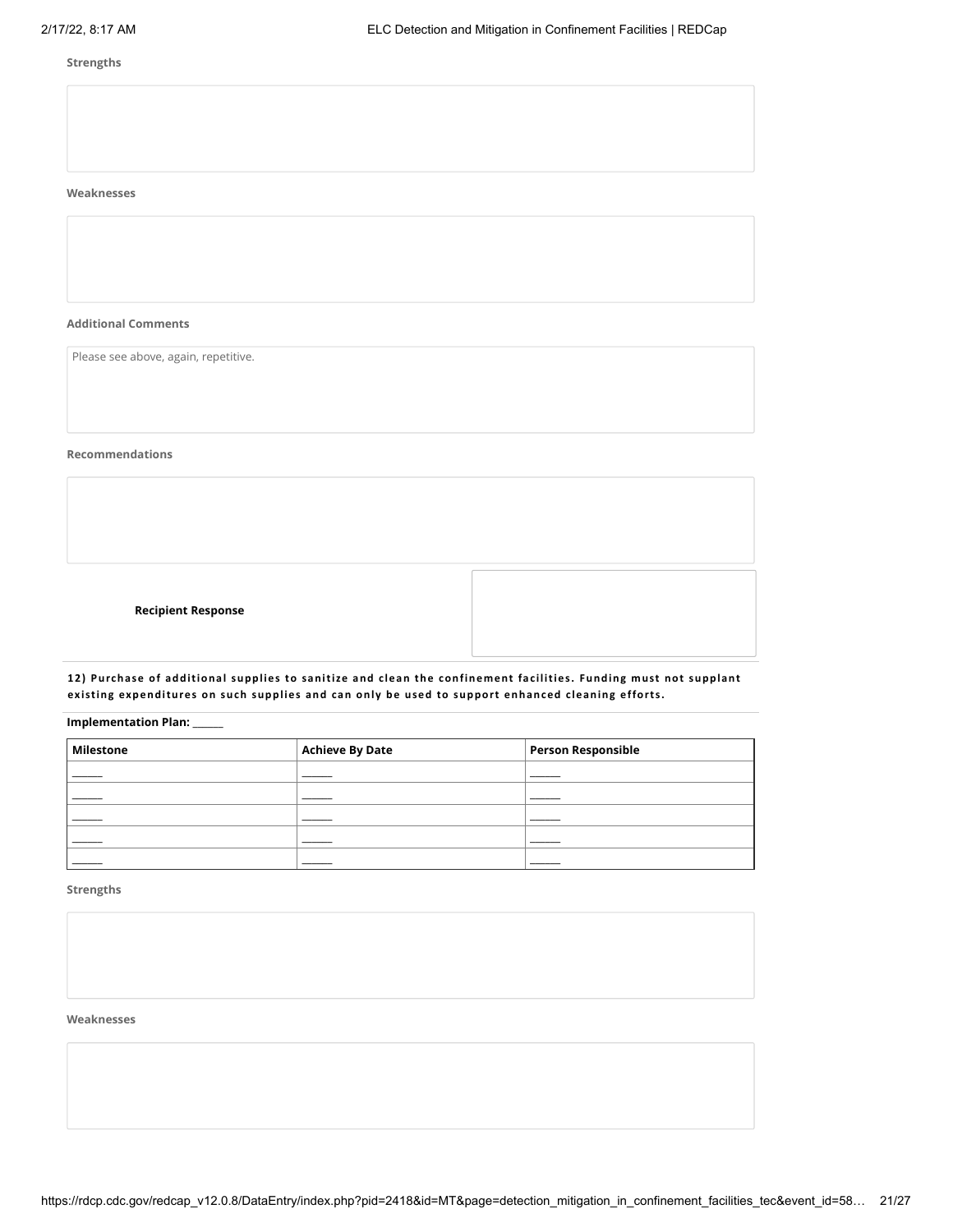**Strengths**

**Weaknesses**

**Additional Comments**

Please see above, again, repetitive.

**Recommendations**

**Recipient Response**

**12) Purchase of additional supplies to sanitize and clean the confinement facilities. Funding must not supplant existing expenditures on such supplies and can only be used to support enhanced cleaning efforts.**

**Implementation Plan:** ______

| Milestone | Achieve By Date | Person Responsible |
|---|---|---|
| ______ | ______ | ______ |
| ______ | ______ | ______ |
| ______ | ______ | ______ |
| ______ | ______ | ______ |
| ______ | ______ | ______ |

**Strengths**

**Weaknesses**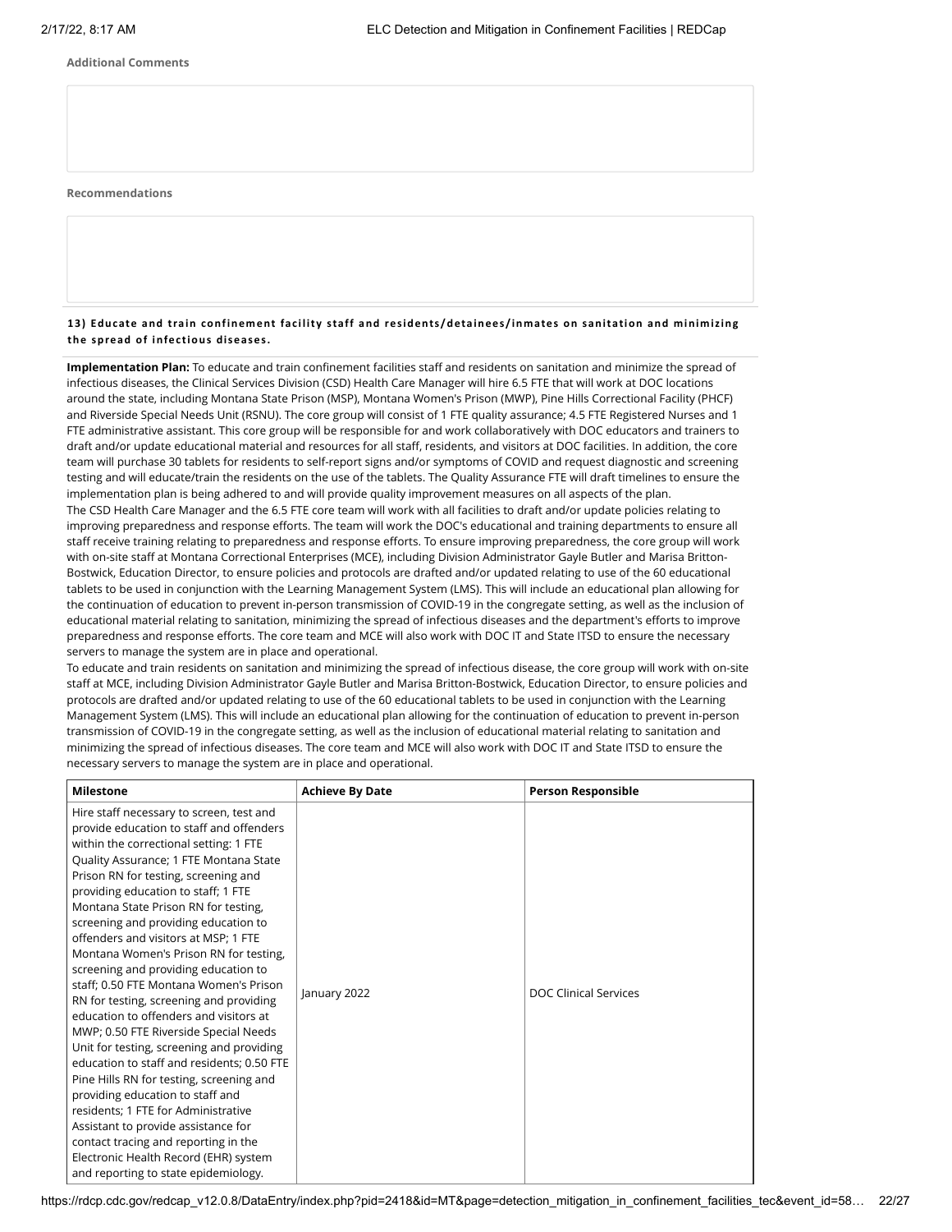**Additional Comments**

**Recommendations**

**13) Educate and train confinement facility staff and residents/detainees/inmates on sanitation and minimizing the spread of infectious diseases.**

**Implementation Plan:** To educate and train confinement facilities staff and residents on sanitation and minimize the spread of infectious diseases, the Clinical Services Division (CSD) Health Care Manager will hire 6.5 FTE that will work at DOC locations around the state, including Montana State Prison (MSP), Montana Women's Prison (MWP), Pine Hills Correctional Facility (PHCF) and Riverside Special Needs Unit (RSNU). The core group will consist of 1 FTE quality assurance; 4.5 FTE Registered Nurses and 1 FTE administrative assistant. This core group will be responsible for and work collaboratively with DOC educators and trainers to draft and/or update educational material and resources for all staff, residents, and visitors at DOC facilities. In addition, the core team will purchase 30 tablets for residents to self-report signs and/or symptoms of COVID and request diagnostic and screening testing and will educate/train the residents on the use of the tablets. The Quality Assurance FTE will draft timelines to ensure the implementation plan is being adhered to and will provide quality improvement measures on all aspects of the plan.
The CSD Health Care Manager and the 6.5 FTE core team will work with all facilities to draft and/or update policies relating to improving preparedness and response efforts. The team will work the DOC's educational and training departments to ensure all staff receive training relating to preparedness and response efforts. To ensure improving preparedness, the core group will work with on-site staff at Montana Correctional Enterprises (MCE), including Division Administrator Gayle Butler and Marisa Britton-Bostwick, Education Director, to ensure policies and protocols are drafted and/or updated relating to use of the 60 educational tablets to be used in conjunction with the Learning Management System (LMS). This will include an educational plan allowing for the continuation of education to prevent in-person transmission of COVID-19 in the congregate setting, as well as the inclusion of educational material relating to sanitation, minimizing the spread of infectious diseases and the department's efforts to improve preparedness and response efforts. The core team and MCE will also work with DOC IT and State ITSD to ensure the necessary servers to manage the system are in place and operational.
To educate and train residents on sanitation and minimizing the spread of infectious disease, the core group will work with on-site staff at MCE, including Division Administrator Gayle Butler and Marisa Britton-Bostwick, Education Director, to ensure policies and protocols are drafted and/or updated relating to use of the 60 educational tablets to be used in conjunction with the Learning Management System (LMS). This will include an educational plan allowing for the continuation of education to prevent in-person transmission of COVID-19 in the congregate setting, as well as the inclusion of educational material relating to sanitation and minimizing the spread of infectious diseases. The core team and MCE will also work with DOC IT and State ITSD to ensure the necessary servers to manage the system are in place and operational.

| Milestone | Achieve By Date | Person Responsible |
| --- | --- | --- |
| Hire staff necessary to screen, test and provide education to staff and offenders within the correctional setting: 1 FTE Quality Assurance; 1 FTE Montana State Prison RN for testing, screening and providing education to staff; 1 FTE Montana State Prison RN for testing, screening and providing education to offenders and visitors at MSP; 1 FTE Montana Women's Prison RN for testing, screening and providing education to staff; 0.50 FTE Montana Women's Prison RN for testing, screening and providing education to offenders and visitors at MWP; 0.50 FTE Riverside Special Needs Unit for testing, screening and providing education to staff and residents; 0.50 FTE Pine Hills RN for testing, screening and providing education to staff and residents; 1 FTE for Administrative Assistant to provide assistance for contact tracing and reporting in the Electronic Health Record (EHR) system and reporting to state epidemiology. | January 2022 | DOC Clinical Services |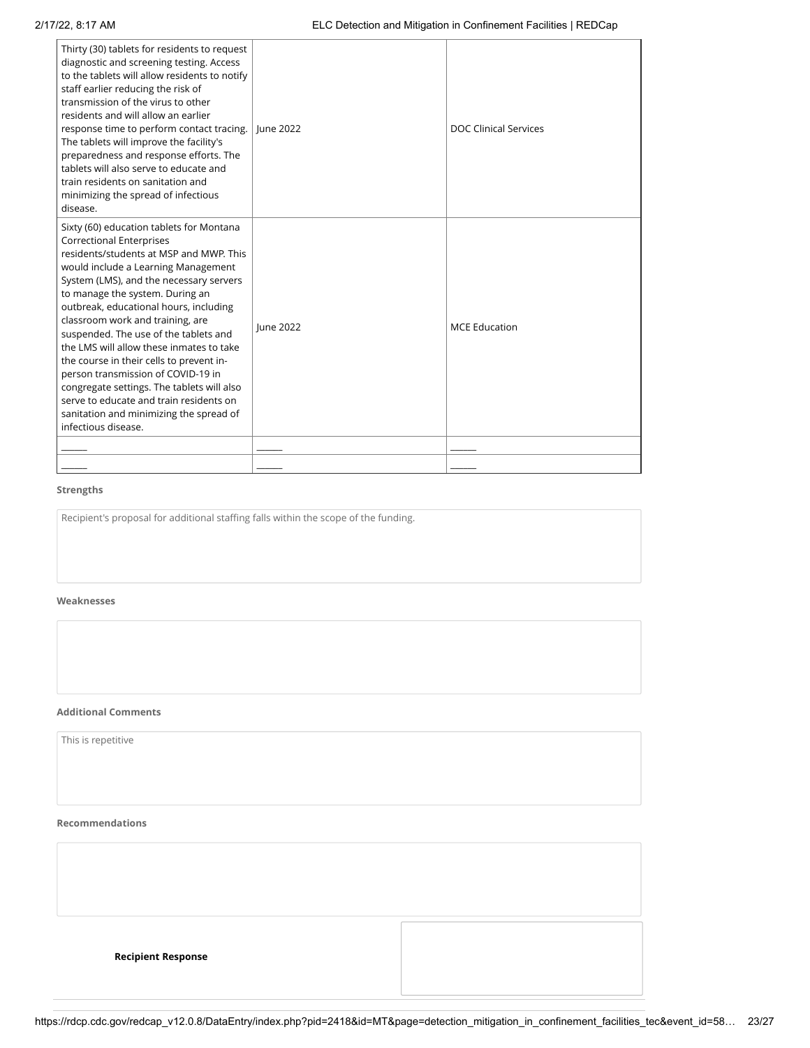| | | |
|---|---|---|
| Thirty (30) tablets for residents to request diagnostic and screening testing. Access to the tablets will allow residents to notify staff earlier reducing the risk of transmission of the virus to other residents and will allow an earlier response time to perform contact tracing. The tablets will improve the facility's preparedness and response efforts. The tablets will also serve to educate and train residents on sanitation and minimizing the spread of infectious disease. | June 2022 | DOC Clinical Services |
| Sixty (60) education tablets for Montana Correctional Enterprises residents/students at MSP and MWP. This would include a Learning Management System (LMS), and the necessary servers to manage the system. During an outbreak, educational hours, including classroom work and training, are suspended. The use of the tablets and the LMS will allow these inmates to take the course in their cells to prevent in-person transmission of COVID-19 in congregate settings. The tablets will also serve to educate and train residents on sanitation and minimizing the spread of infectious disease. | June 2022 | MCE Education |
| ______ | ______ | ______ |
| ______ | ______ | ______ |

**Strengths**

Recipient's proposal for additional staffing falls within the scope of the funding.

**Weaknesses**

**Additional Comments**

This is repetitive

**Recommendations**

**Recipient Response**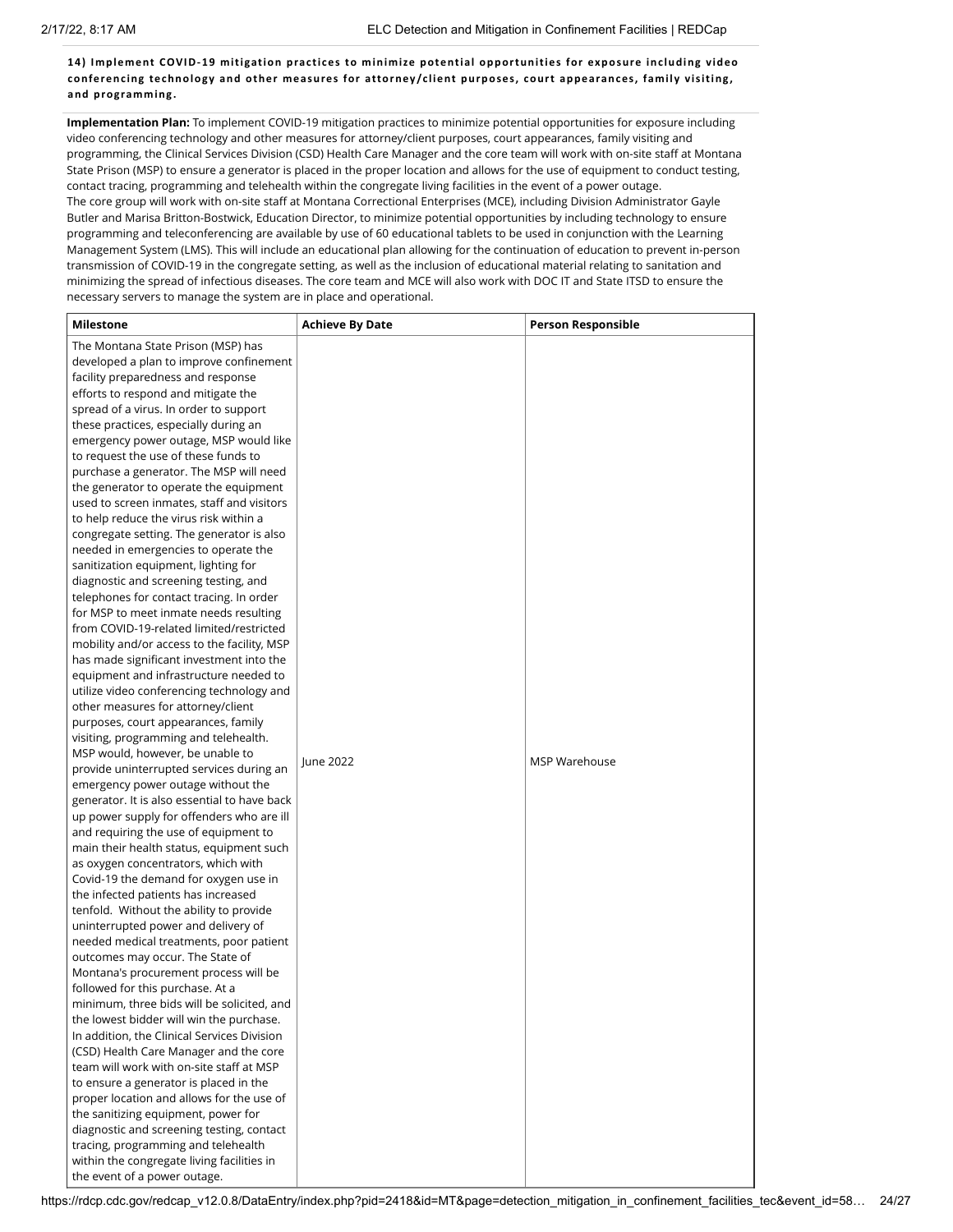**14) Implement COVID-19 mitigation practices to minimize potential opportunities for exposure including video conferencing technology and other measures for attorney/client purposes, court appearances, family visiting, and programming.**

**Implementation Plan:** To implement COVID-19 mitigation practices to minimize potential opportunities for exposure including video conferencing technology and other measures for attorney/client purposes, court appearances, family visiting and programming, the Clinical Services Division (CSD) Health Care Manager and the core team will work with on-site staff at Montana State Prison (MSP) to ensure a generator is placed in the proper location and allows for the use of equipment to conduct testing, contact tracing, programming and telehealth within the congregate living facilities in the event of a power outage.
The core group will work with on-site staff at Montana Correctional Enterprises (MCE), including Division Administrator Gayle Butler and Marisa Britton-Bostwick, Education Director, to minimize potential opportunities by including technology to ensure programming and teleconferencing are available by use of 60 educational tablets to be used in conjunction with the Learning Management System (LMS). This will include an educational plan allowing for the continuation of education to prevent in-person transmission of COVID-19 in the congregate setting, as well as the inclusion of educational material relating to sanitation and minimizing the spread of infectious diseases. The core team and MCE will also work with DOC IT and State ITSD to ensure the necessary servers to manage the system are in place and operational.

| Milestone | Achieve By Date | Person Responsible |
|---|---|---|
| The Montana State Prison (MSP) has developed a plan to improve confinement facility preparedness and response efforts to respond and mitigate the spread of a virus. In order to support these practices, especially during an emergency power outage, MSP would like to request the use of these funds to purchase a generator. The MSP will need the generator to operate the equipment used to screen inmates, staff and visitors to help reduce the virus risk within a congregate setting. The generator is also needed in emergencies to operate the sanitization equipment, lighting for diagnostic and screening testing, and telephones for contact tracing. In order for MSP to meet inmate needs resulting from COVID-19-related limited/restricted mobility and/or access to the facility, MSP has made significant investment into the equipment and infrastructure needed to utilize video conferencing technology and other measures for attorney/client purposes, court appearances, family visiting, programming and telehealth. MSP would, however, be unable to provide uninterrupted services during an emergency power outage without the generator. It is also essential to have back up power supply for offenders who are ill and requiring the use of equipment to main their health status, equipment such as oxygen concentrators, which with Covid-19 the demand for oxygen use in the infected patients has increased tenfold. Without the ability to provide uninterrupted power and delivery of needed medical treatments, poor patient outcomes may occur. The State of Montana's procurement process will be followed for this purchase. At a minimum, three bids will be solicited, and the lowest bidder will win the purchase. In addition, the Clinical Services Division (CSD) Health Care Manager and the core team will work with on-site staff at MSP to ensure a generator is placed in the proper location and allows for the use of the sanitizing equipment, power for diagnostic and screening testing, contact tracing, programming and telehealth within the congregate living facilities in the event of a power outage. | June 2022 | MSP Warehouse |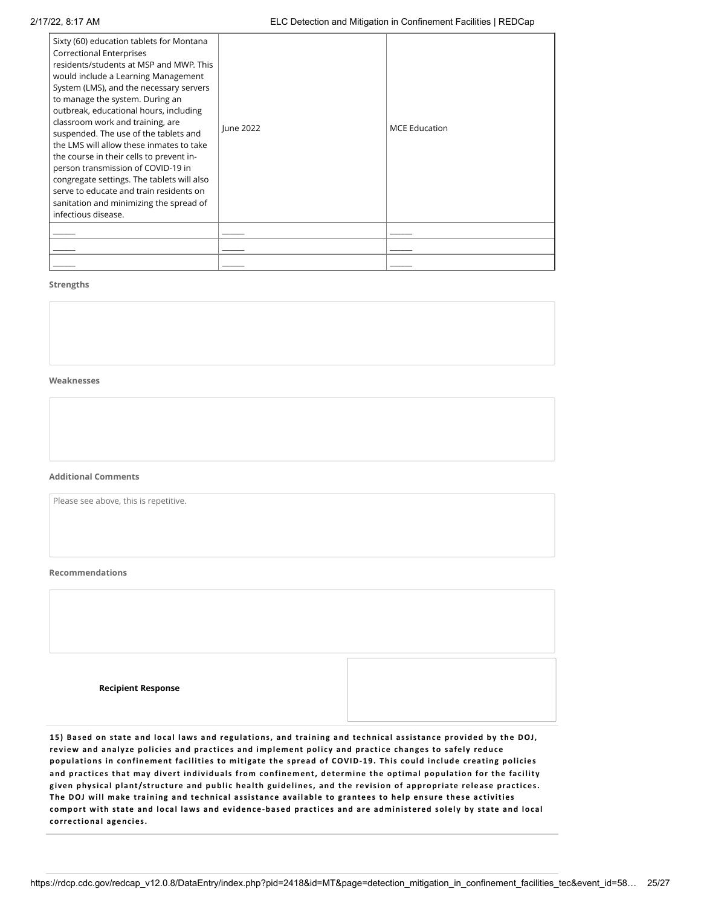| | | |
|---|---|---|
| Sixty (60) education tablets for Montana Correctional Enterprises residents/students at MSP and MWP. This would include a Learning Management System (LMS), and the necessary servers to manage the system. During an outbreak, educational hours, including classroom work and training, are suspended. The use of the tablets and the LMS will allow these inmates to take the course in their cells to prevent in-person transmission of COVID-19 in congregate settings. The tablets will also serve to educate and train residents on sanitation and minimizing the spread of infectious disease. | June 2022 | MCE Education |
| ______ | ______ | ______ |
| ______ | ______ | ______ |
| ______ | ______ | ______ |

**Strengths**

**Weaknesses**

**Additional Comments**

Please see above, this is repetitive.

**Recommendations**

**Recipient Response**

**15) Based on state and local laws and regulations, and training and technical assistance provided by the DOJ, review and analyze policies and practices and implement policy and practice changes to safely reduce populations in confinement facilities to mitigate the spread of COVID-19. This could include creating policies and practices that may divert individuals from confinement, determine the optimal population for the facility given physical plant/structure and public health guidelines, and the revision of appropriate release practices. The DOJ will make training and technical assistance available to grantees to help ensure these activities comport with state and local laws and evidence-based practices and are administered solely by state and local correctional agencies.**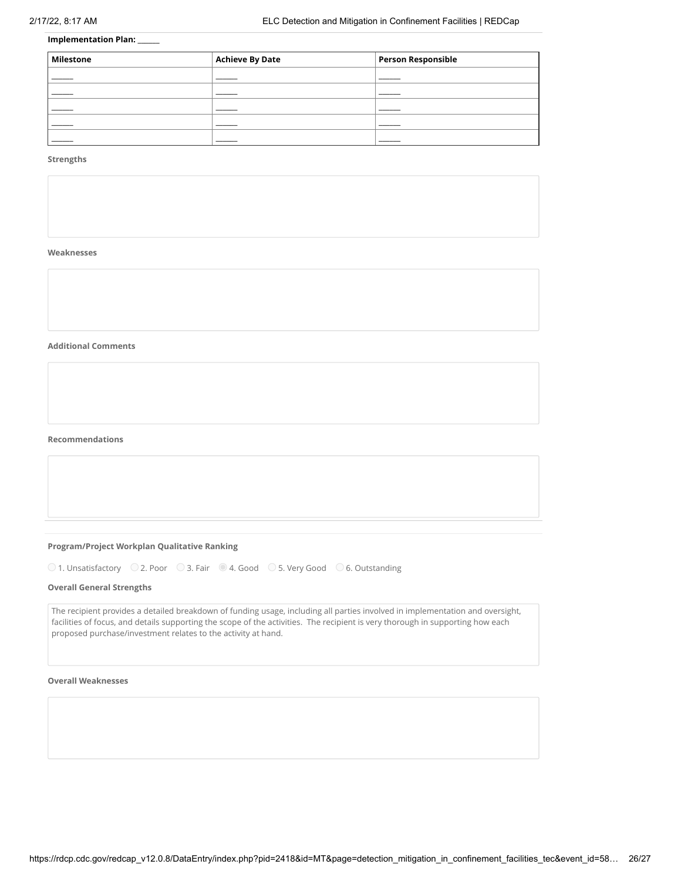**Implementation Plan:** ______

| Milestone | Achieve By Date | Person Responsible |
|---|---|---|
| ______ | ______ | ______ |
| ______ | ______ | ______ |
| ______ | ______ | ______ |
| ______ | ______ | ______ |
| ______ | ______ | ______ |

**Strengths**

**Weaknesses**

**Additional Comments**

**Recommendations**

---

**Program/Project Workplan Qualitative Ranking**

○ 1. Unsatisfactory ○ 2. Poor ○ 3. Fair ◉ 4. Good ○ 5. Very Good ○ 6. Outstanding

**Overall General Strengths**

The recipient provides a detailed breakdown of funding usage, including all parties involved in implementation and oversight, facilities of focus, and details supporting the scope of the activities. The recipient is very thorough in supporting how each proposed purchase/investment relates to the activity at hand.

**Overall Weaknesses**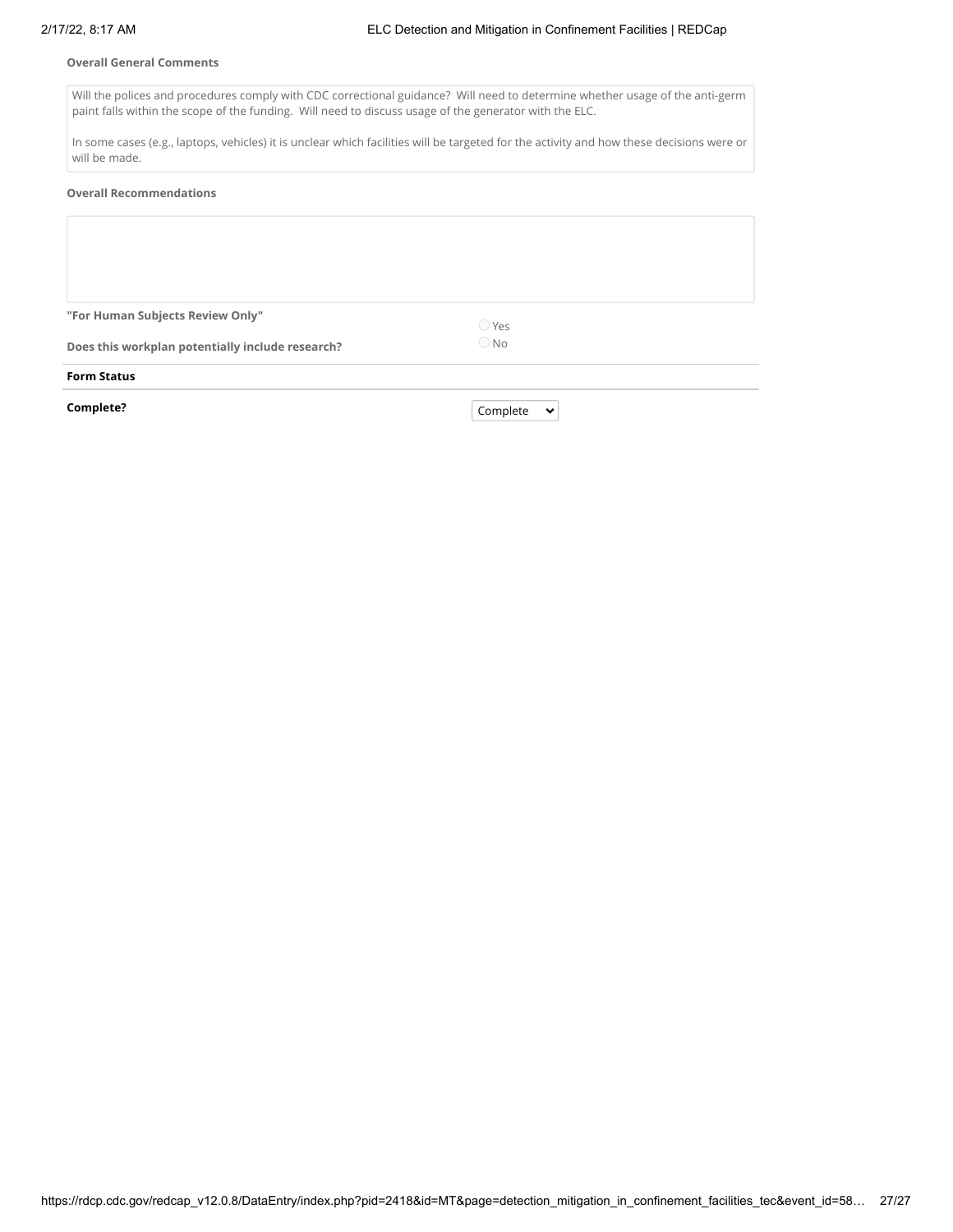**Overall General Comments**

Will the polices and procedures comply with CDC correctional guidance? Will need to determine whether usage of the anti-germ paint falls within the scope of the funding. Will need to discuss usage of the generator with the ELC.

In some cases (e.g., laptops, vehicles) it is unclear which facilities will be targeted for the activity and how these decisions were or will be made.

**Overall Recommendations**

**"For Human Subjects Review Only"**

**Does this workplan potentially include research?**

- ○ Yes
- ○ No

**Form Status**

**Complete?** Complete